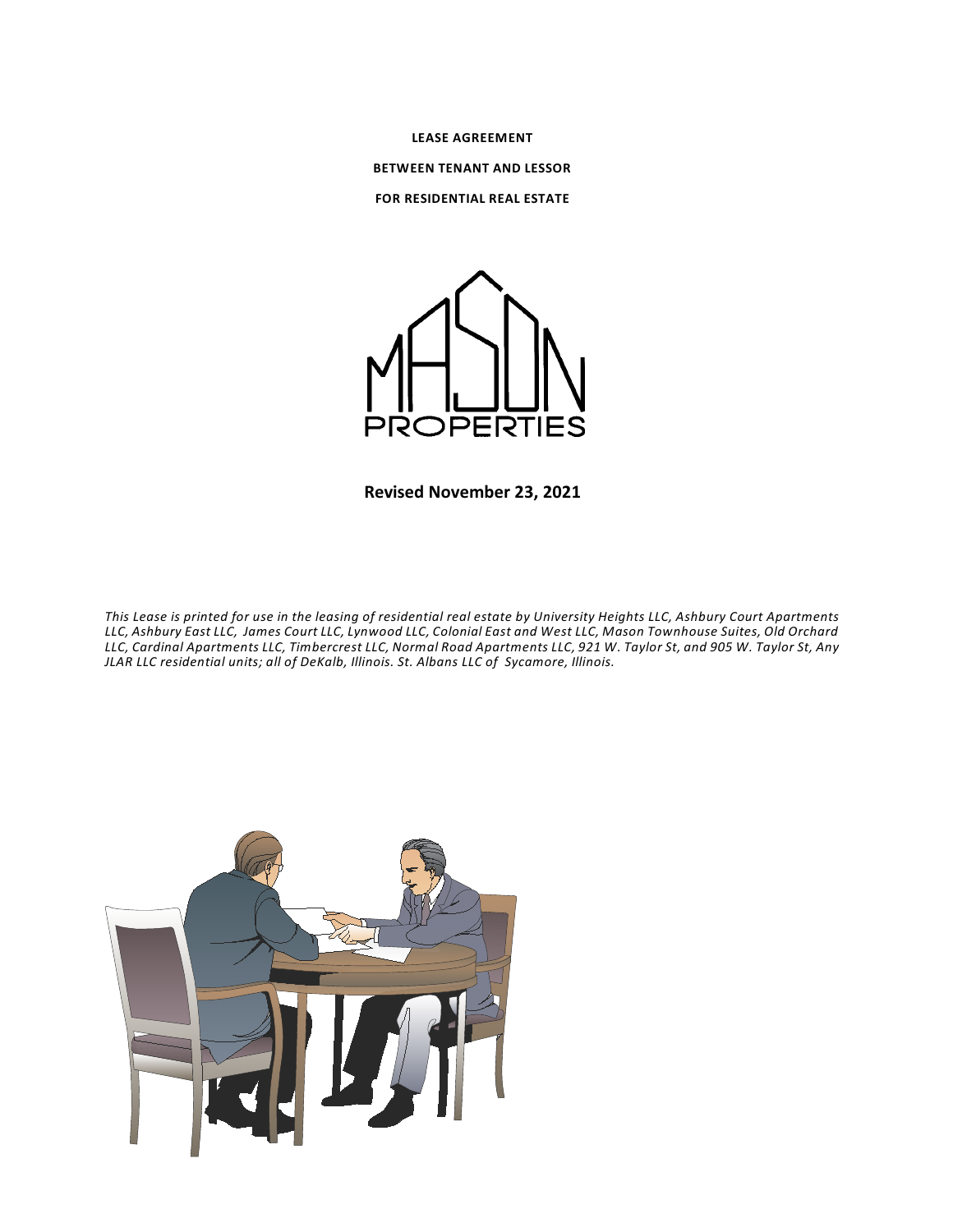**LEASE AGREEMENT**

**BETWEEN TENANT AND LESSOR**

**FOR RESIDENTIAL REAL ESTATE**

MASON PROPERTIES

**Revised November 23, 2021**

*This Lease is printed for use in the leasing of residential real estate by University Heights LLC, Ashbury Court Apartments LLC, Ashbury East LLC, James Court LLC, Lynwood LLC, Colonial East and West LLC, Mason Townhouse Suites, Old Orchard LLC, Cardinal Apartments LLC, Timbercrest LLC, Normal Road Apartments LLC, 921 W. Taylor St, and 905 W. Taylor St, Any JLAR LLC residential units; all of DeKalb, Illinois. St. Albans LLC of Sycamore, Illinois.*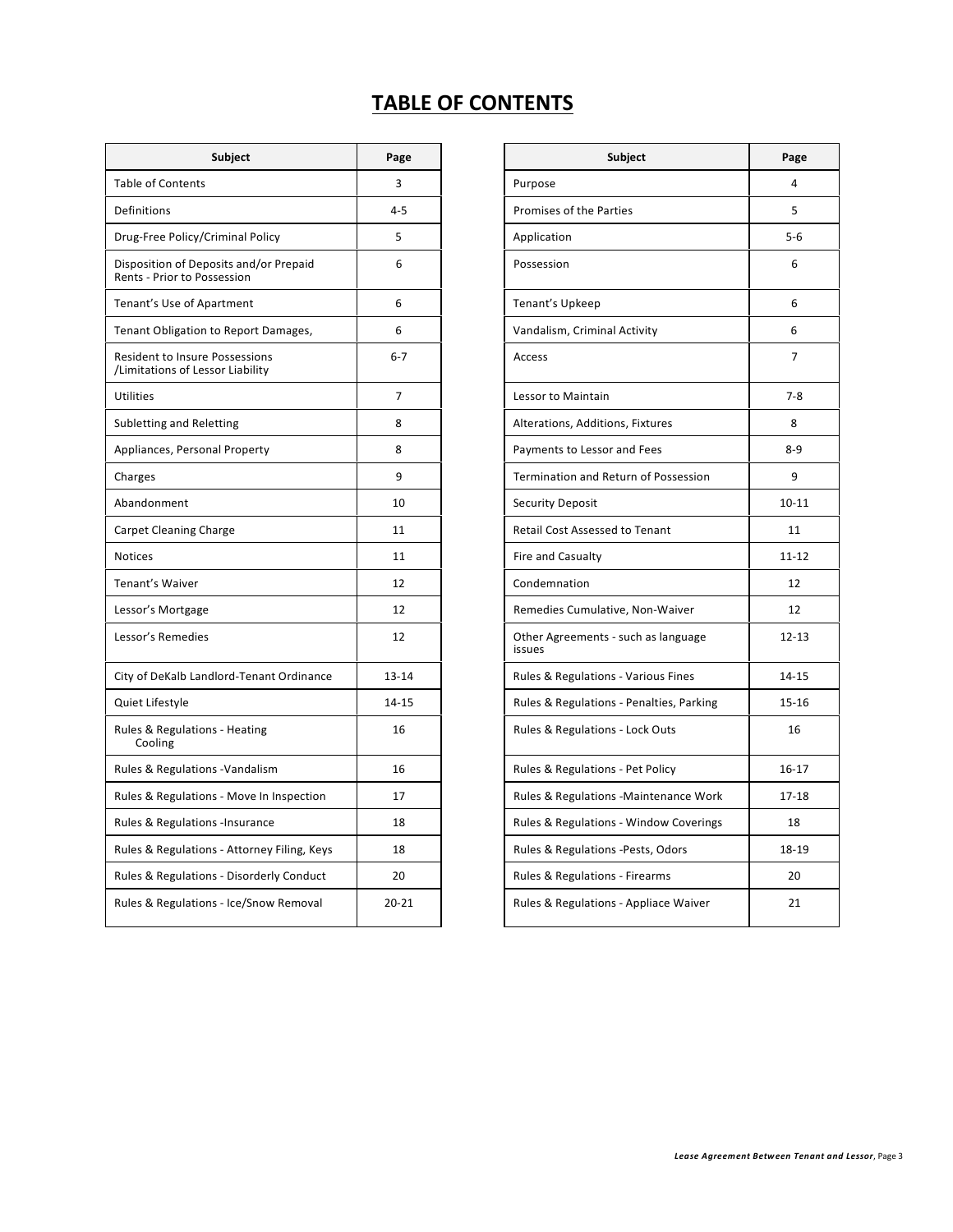# TABLE OF CONTENTS

| Subject | Page |
|---|---|
| Table of Contents | 3 |
| Definitions | 4-5 |
| Drug-Free Policy/Criminal Policy | 5 |
| Disposition of Deposits and/or Prepaid Rents - Prior to Possession | 6 |
| Tenant's Use of Apartment | 6 |
| Tenant Obligation to Report Damages, | 6 |
| Resident to Insure Possessions /Limitations of Lessor Liability | 6-7 |
| Utilities | 7 |
| Subletting and Reletting | 8 |
| Appliances, Personal Property | 8 |
| Charges | 9 |
| Abandonment | 10 |
| Carpet Cleaning Charge | 11 |
| Notices | 11 |
| Tenant's Waiver | 12 |
| Lessor's Mortgage | 12 |
| Lessor's Remedies | 12 |
| City of DeKalb Landlord-Tenant Ordinance | 13-14 |
| Quiet Lifestyle | 14-15 |
| Rules & Regulations - Heating Cooling | 16 |
| Rules & Regulations -Vandalism | 16 |
| Rules & Regulations - Move In Inspection | 17 |
| Rules & Regulations -Insurance | 18 |
| Rules & Regulations - Attorney Filing, Keys | 18 |
| Rules & Regulations - Disorderly Conduct | 20 |
| Rules & Regulations - Ice/Snow Removal | 20-21 |

| Subject | Page |
|---|---|
| Purpose | 4 |
| Promises of the Parties | 5 |
| Application | 5-6 |
| Possession | 6 |
| Tenant's Upkeep | 6 |
| Vandalism, Criminal Activity | 6 |
| Access | 7 |
| Lessor to Maintain | 7-8 |
| Alterations, Additions, Fixtures | 8 |
| Payments to Lessor and Fees | 8-9 |
| Termination and Return of Possession | 9 |
| Security Deposit | 10-11 |
| Retail Cost Assessed to Tenant | 11 |
| Fire and Casualty | 11-12 |
| Condemnation | 12 |
| Remedies Cumulative, Non-Waiver | 12 |
| Other Agreements - such as language issues | 12-13 |
| Rules & Regulations - Various Fines | 14-15 |
| Rules & Regulations - Penalties, Parking | 15-16 |
| Rules & Regulations - Lock Outs | 16 |
| Rules & Regulations - Pet Policy | 16-17 |
| Rules & Regulations -Maintenance Work | 17-18 |
| Rules & Regulations - Window Coverings | 18 |
| Rules & Regulations -Pests, Odors | 18-19 |
| Rules & Regulations - Firearms | 20 |
| Rules & Regulations - Appliace Waiver | 21 |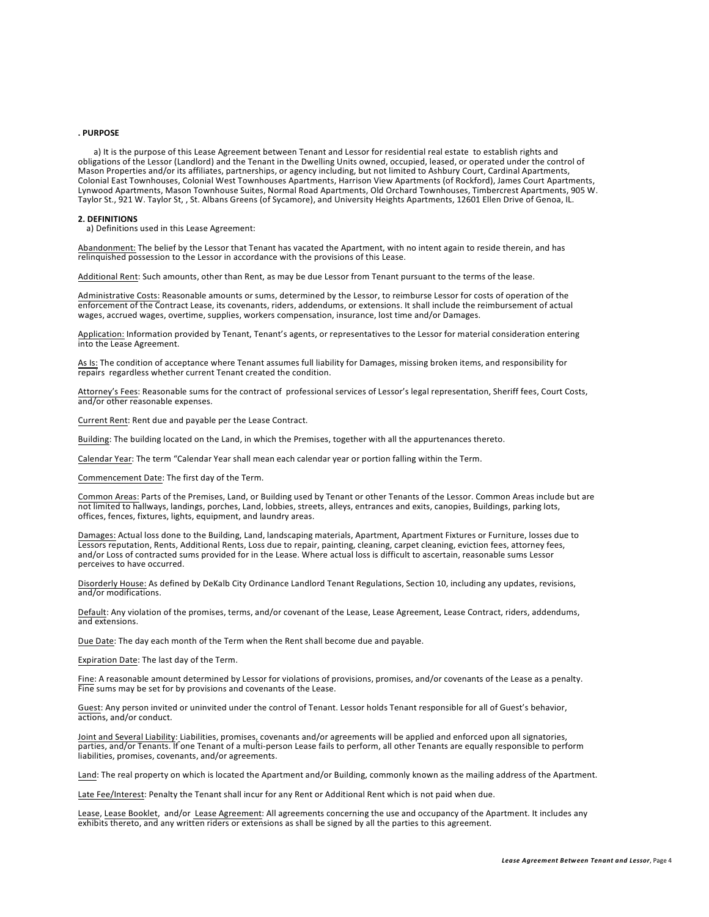**. PURPOSE**

a) It is the purpose of this Lease Agreement between Tenant and Lessor for residential real estate to establish rights and obligations of the Lessor (Landlord) and the Tenant in the Dwelling Units owned, occupied, leased, or operated under the control of Mason Properties and/or its affiliates, partnerships, or agency including, but not limited to Ashbury Court, Cardinal Apartments, Colonial East Townhouses, Colonial West Townhouses Apartments, Harrison View Apartments (of Rockford), James Court Apartments, Lynwood Apartments, Mason Townhouse Suites, Normal Road Apartments, Old Orchard Townhouses, Timbercrest Apartments, 905 W. Taylor St., 921 W. Taylor St, , St. Albans Greens (of Sycamore), and University Heights Apartments, 12601 Ellen Drive of Genoa, IL.

**2. DEFINITIONS**

a) Definitions used in this Lease Agreement:

Abandonment: The belief by the Lessor that Tenant has vacated the Apartment, with no intent again to reside therein, and has relinquished possession to the Lessor in accordance with the provisions of this Lease.

Additional Rent: Such amounts, other than Rent, as may be due Lessor from Tenant pursuant to the terms of the lease.

Administrative Costs: Reasonable amounts or sums, determined by the Lessor, to reimburse Lessor for costs of operation of the enforcement of the Contract Lease, its covenants, riders, addendums, or extensions. It shall include the reimbursement of actual wages, accrued wages, overtime, supplies, workers compensation, insurance, lost time and/or Damages.

Application: Information provided by Tenant, Tenant's agents, or representatives to the Lessor for material consideration entering into the Lease Agreement.

As Is: The condition of acceptance where Tenant assumes full liability for Damages, missing broken items, and responsibility for repairs regardless whether current Tenant created the condition.

Attorney's Fees: Reasonable sums for the contract of professional services of Lessor's legal representation, Sheriff fees, Court Costs, and/or other reasonable expenses.

Current Rent: Rent due and payable per the Lease Contract.

Building: The building located on the Land, in which the Premises, together with all the appurtenances thereto.

Calendar Year: The term "Calendar Year shall mean each calendar year or portion falling within the Term.

Commencement Date: The first day of the Term.

Common Areas: Parts of the Premises, Land, or Building used by Tenant or other Tenants of the Lessor. Common Areas include but are not limited to hallways, landings, porches, Land, lobbies, streets, alleys, entrances and exits, canopies, Buildings, parking lots, offices, fences, fixtures, lights, equipment, and laundry areas.

Damages: Actual loss done to the Building, Land, landscaping materials, Apartment, Apartment Fixtures or Furniture, losses due to Lessors reputation, Rents, Additional Rents, Loss due to repair, painting, cleaning, carpet cleaning, eviction fees, attorney fees, and/or Loss of contracted sums provided for in the Lease. Where actual loss is difficult to ascertain, reasonable sums Lessor perceives to have occurred.

Disorderly House: As defined by DeKalb City Ordinance Landlord Tenant Regulations, Section 10, including any updates, revisions, and/or modifications.

Default: Any violation of the promises, terms, and/or covenant of the Lease, Lease Agreement, Lease Contract, riders, addendums, and extensions.

Due Date: The day each month of the Term when the Rent shall become due and payable.

Expiration Date: The last day of the Term.

Fine: A reasonable amount determined by Lessor for violations of provisions, promises, and/or covenants of the Lease as a penalty. Fine sums may be set for by provisions and covenants of the Lease.

Guest: Any person invited or uninvited under the control of Tenant. Lessor holds Tenant responsible for all of Guest's behavior, actions, and/or conduct.

Joint and Several Liability: Liabilities, promises, covenants and/or agreements will be applied and enforced upon all signatories, parties, and/or Tenants. If one Tenant of a multi-person Lease fails to perform, all other Tenants are equally responsible to perform liabilities, promises, covenants, and/or agreements.

Land: The real property on which is located the Apartment and/or Building, commonly known as the mailing address of the Apartment.

Late Fee/Interest: Penalty the Tenant shall incur for any Rent or Additional Rent which is not paid when due.

Lease, Lease Booklet, and/or Lease Agreement: All agreements concerning the use and occupancy of the Apartment. It includes any exhibits thereto, and any written riders or extensions as shall be signed by all the parties to this agreement.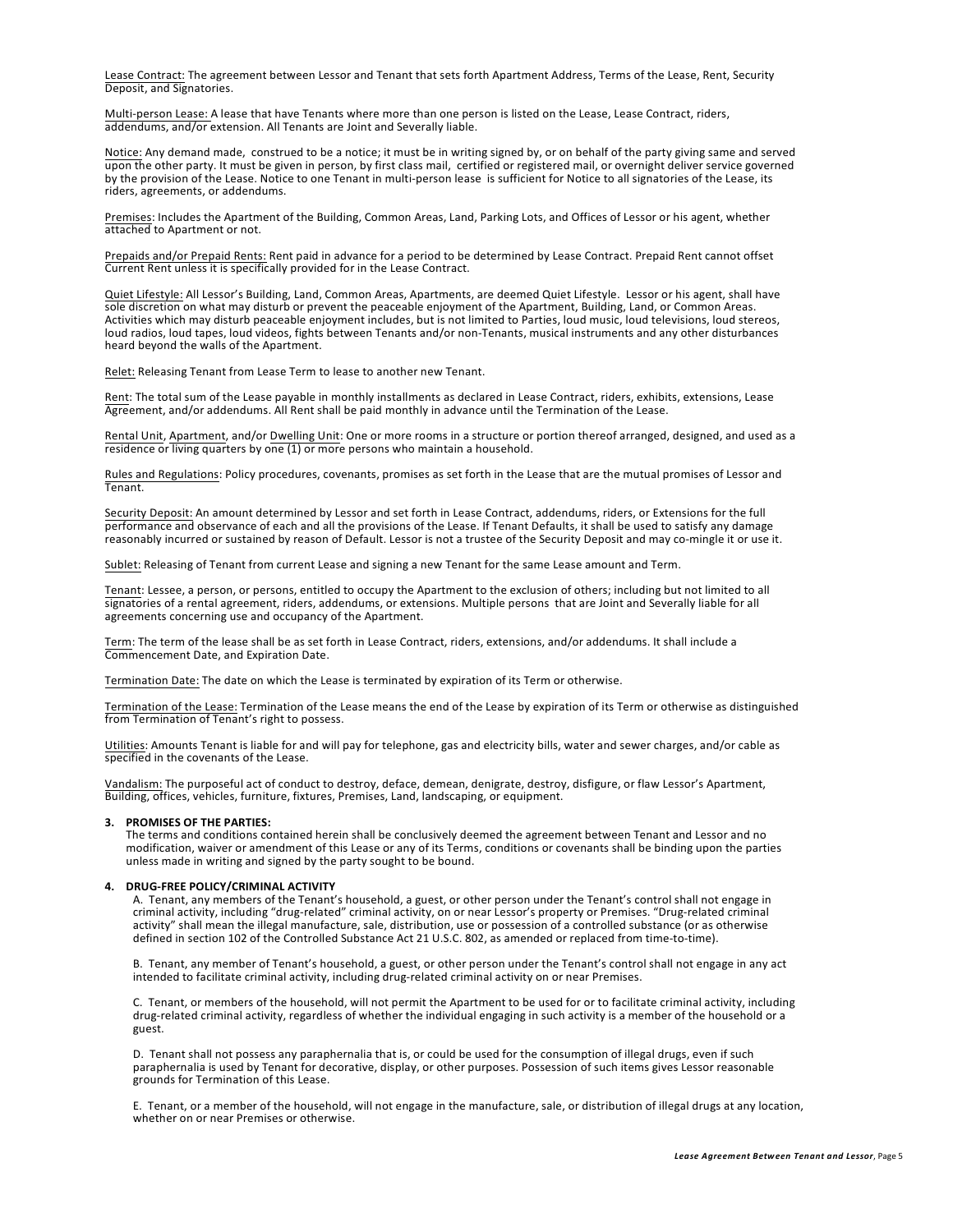Lease Contract: The agreement between Lessor and Tenant that sets forth Apartment Address, Terms of the Lease, Rent, Security Deposit, and Signatories.

Multi-person Lease: A lease that have Tenants where more than one person is listed on the Lease, Lease Contract, riders, addendums, and/or extension. All Tenants are Joint and Severally liable.

Notice: Any demand made, construed to be a notice; it must be in writing signed by, or on behalf of the party giving same and served upon the other party. It must be given in person, by first class mail, certified or registered mail, or overnight deliver service governed by the provision of the Lease. Notice to one Tenant in multi-person lease is sufficient for Notice to all signatories of the Lease, its riders, agreements, or addendums.

Premises: Includes the Apartment of the Building, Common Areas, Land, Parking Lots, and Offices of Lessor or his agent, whether attached to Apartment or not.

Prepaids and/or Prepaid Rents: Rent paid in advance for a period to be determined by Lease Contract. Prepaid Rent cannot offset Current Rent unless it is specifically provided for in the Lease Contract.

Quiet Lifestyle: All Lessor's Building, Land, Common Areas, Apartments, are deemed Quiet Lifestyle. Lessor or his agent, shall have sole discretion on what may disturb or prevent the peaceable enjoyment of the Apartment, Building, Land, or Common Areas. Activities which may disturb peaceable enjoyment includes, but is not limited to Parties, loud music, loud televisions, loud stereos, loud radios, loud tapes, loud videos, fights between Tenants and/or non-Tenants, musical instruments and any other disturbances heard beyond the walls of the Apartment.

Relet: Releasing Tenant from Lease Term to lease to another new Tenant.

Rent: The total sum of the Lease payable in monthly installments as declared in Lease Contract, riders, exhibits, extensions, Lease Agreement, and/or addendums. All Rent shall be paid monthly in advance until the Termination of the Lease.

Rental Unit, Apartment, and/or Dwelling Unit: One or more rooms in a structure or portion thereof arranged, designed, and used as a residence or living quarters by one (1) or more persons who maintain a household.

Rules and Regulations: Policy procedures, covenants, promises as set forth in the Lease that are the mutual promises of Lessor and Tenant.

Security Deposit: An amount determined by Lessor and set forth in Lease Contract, addendums, riders, or Extensions for the full performance and observance of each and all the provisions of the Lease. If Tenant Defaults, it shall be used to satisfy any damage reasonably incurred or sustained by reason of Default. Lessor is not a trustee of the Security Deposit and may co-mingle it or use it.

Sublet: Releasing of Tenant from current Lease and signing a new Tenant for the same Lease amount and Term.

Tenant: Lessee, a person, or persons, entitled to occupy the Apartment to the exclusion of others; including but not limited to all signatories of a rental agreement, riders, addendums, or extensions. Multiple persons that are Joint and Severally liable for all agreements concerning use and occupancy of the Apartment.

Term: The term of the lease shall be as set forth in Lease Contract, riders, extensions, and/or addendums. It shall include a Commencement Date, and Expiration Date.

Termination Date: The date on which the Lease is terminated by expiration of its Term or otherwise.

Termination of the Lease: Termination of the Lease means the end of the Lease by expiration of its Term or otherwise as distinguished from Termination of Tenant's right to possess.

Utilities: Amounts Tenant is liable for and will pay for telephone, gas and electricity bills, water and sewer charges, and/or cable as specified in the covenants of the Lease.

Vandalism: The purposeful act of conduct to destroy, deface, demean, denigrate, destroy, disfigure, or flaw Lessor's Apartment, Building, offices, vehicles, furniture, fixtures, Premises, Land, landscaping, or equipment.

**3. PROMISES OF THE PARTIES:**

The terms and conditions contained herein shall be conclusively deemed the agreement between Tenant and Lessor and no modification, waiver or amendment of this Lease or any of its Terms, conditions or covenants shall be binding upon the parties unless made in writing and signed by the party sought to be bound.

**4. DRUG-FREE POLICY/CRIMINAL ACTIVITY**

A. Tenant, any members of the Tenant's household, a guest, or other person under the Tenant's control shall not engage in criminal activity, including "drug-related" criminal activity, on or near Lessor's property or Premises. "Drug-related criminal activity" shall mean the illegal manufacture, sale, distribution, use or possession of a controlled substance (or as otherwise defined in section 102 of the Controlled Substance Act 21 U.S.C. 802, as amended or replaced from time-to-time).

B. Tenant, any member of Tenant's household, a guest, or other person under the Tenant's control shall not engage in any act intended to facilitate criminal activity, including drug-related criminal activity on or near Premises.

C. Tenant, or members of the household, will not permit the Apartment to be used for or to facilitate criminal activity, including drug-related criminal activity, regardless of whether the individual engaging in such activity is a member of the household or a guest.

D. Tenant shall not possess any paraphernalia that is, or could be used for the consumption of illegal drugs, even if such paraphernalia is used by Tenant for decorative, display, or other purposes. Possession of such items gives Lessor reasonable grounds for Termination of this Lease.

E. Tenant, or a member of the household, will not engage in the manufacture, sale, or distribution of illegal drugs at any location, whether on or near Premises or otherwise.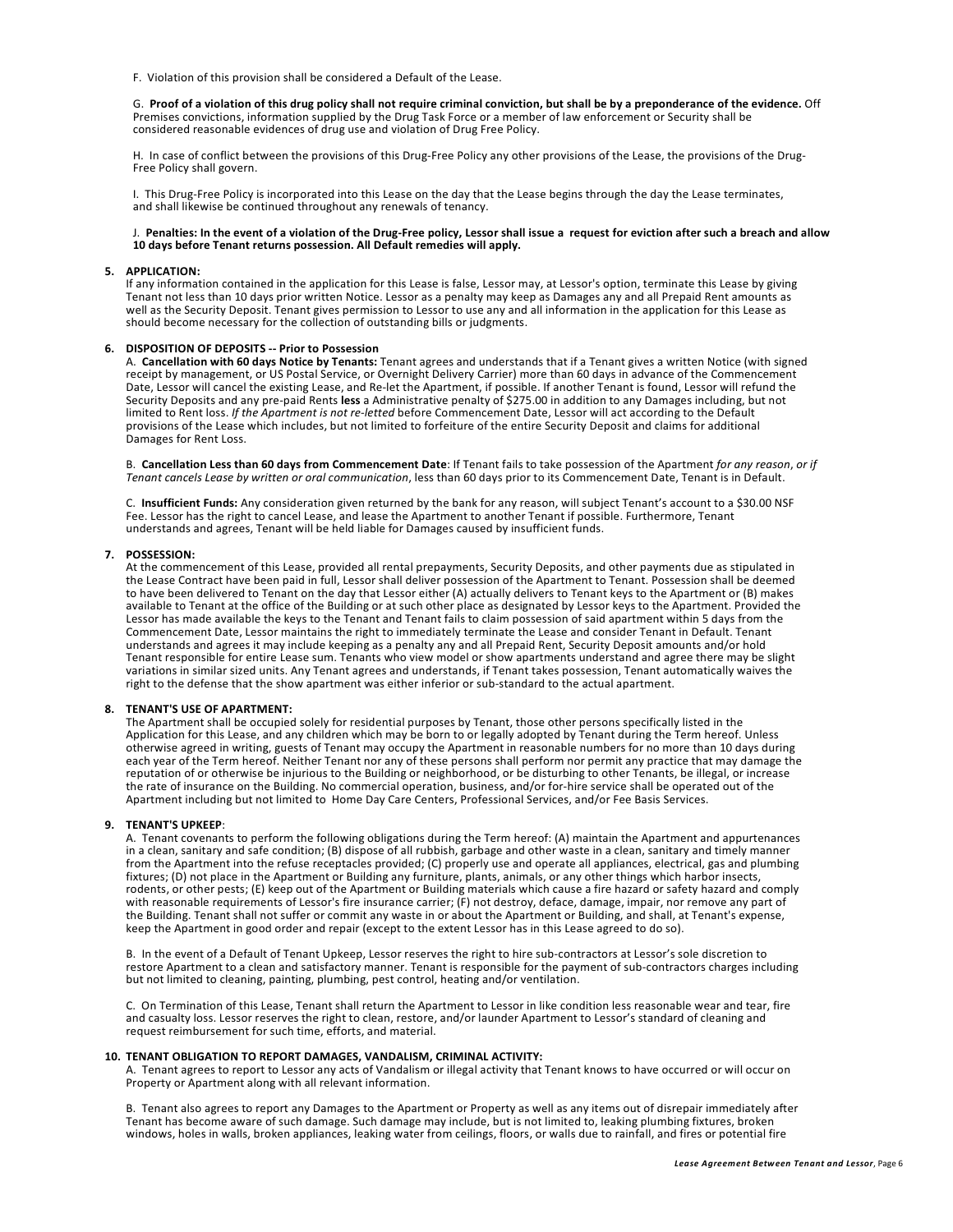F. Violation of this provision shall be considered a Default of the Lease.

G. **Proof of a violation of this drug policy shall not require criminal conviction, but shall be by a preponderance of the evidence.** Off Premises convictions, information supplied by the Drug Task Force or a member of law enforcement or Security shall be considered reasonable evidences of drug use and violation of Drug Free Policy.

H. In case of conflict between the provisions of this Drug-Free Policy any other provisions of the Lease, the provisions of the Drug-Free Policy shall govern.

I. This Drug-Free Policy is incorporated into this Lease on the day that the Lease begins through the day the Lease terminates, and shall likewise be continued throughout any renewals of tenancy.

J. **Penalties: In the event of a violation of the Drug-Free policy, Lessor shall issue a request for eviction after such a breach and allow 10 days before Tenant returns possession. All Default remedies will apply.**

**5. APPLICATION:**

If any information contained in the application for this Lease is false, Lessor may, at Lessor's option, terminate this Lease by giving Tenant not less than 10 days prior written Notice. Lessor as a penalty may keep as Damages any and all Prepaid Rent amounts as well as the Security Deposit. Tenant gives permission to Lessor to use any and all information in the application for this Lease as should become necessary for the collection of outstanding bills or judgments.

**6. DISPOSITION OF DEPOSITS -- Prior to Possession**

A. **Cancellation with 60 days Notice by Tenants:** Tenant agrees and understands that if a Tenant gives a written Notice (with signed receipt by management, or US Postal Service, or Overnight Delivery Carrier) more than 60 days in advance of the Commencement Date, Lessor will cancel the existing Lease, and Re-let the Apartment, if possible. If another Tenant is found, Lessor will refund the Security Deposits and any pre-paid Rents **less** a Administrative penalty of $275.00 in addition to any Damages including, but not limited to Rent loss. *If the Apartment is not re-letted* before Commencement Date, Lessor will act according to the Default provisions of the Lease which includes, but not limited to forfeiture of the entire Security Deposit and claims for additional Damages for Rent Loss.

B. **Cancellation Less than 60 days from Commencement Date**: If Tenant fails to take possession of the Apartment *for any reason*, *or if Tenant cancels Lease by written or oral communication*, less than 60 days prior to its Commencement Date, Tenant is in Default.

C. **Insufficient Funds:** Any consideration given returned by the bank for any reason, will subject Tenant's account to a $30.00 NSF Fee. Lessor has the right to cancel Lease, and lease the Apartment to another Tenant if possible. Furthermore, Tenant understands and agrees, Tenant will be held liable for Damages caused by insufficient funds.

**7. POSSESSION:**

At the commencement of this Lease, provided all rental prepayments, Security Deposits, and other payments due as stipulated in the Lease Contract have been paid in full, Lessor shall deliver possession of the Apartment to Tenant. Possession shall be deemed to have been delivered to Tenant on the day that Lessor either (A) actually delivers to Tenant keys to the Apartment or (B) makes available to Tenant at the office of the Building or at such other place as designated by Lessor keys to the Apartment. Provided the Lessor has made available the keys to the Tenant and Tenant fails to claim possession of said apartment within 5 days from the Commencement Date, Lessor maintains the right to immediately terminate the Lease and consider Tenant in Default. Tenant understands and agrees it may include keeping as a penalty any and all Prepaid Rent, Security Deposit amounts and/or hold Tenant responsible for entire Lease sum. Tenants who view model or show apartments understand and agree there may be slight variations in similar sized units. Any Tenant agrees and understands, if Tenant takes possession, Tenant automatically waives the right to the defense that the show apartment was either inferior or sub-standard to the actual apartment.

**8. TENANT'S USE OF APARTMENT:**

The Apartment shall be occupied solely for residential purposes by Tenant, those other persons specifically listed in the Application for this Lease, and any children which may be born to or legally adopted by Tenant during the Term hereof. Unless otherwise agreed in writing, guests of Tenant may occupy the Apartment in reasonable numbers for no more than 10 days during each year of the Term hereof. Neither Tenant nor any of these persons shall perform nor permit any practice that may damage the reputation of or otherwise be injurious to the Building or neighborhood, or be disturbing to other Tenants, be illegal, or increase the rate of insurance on the Building. No commercial operation, business, and/or for-hire service shall be operated out of the Apartment including but not limited to Home Day Care Centers, Professional Services, and/or Fee Basis Services.

**9. TENANT'S UPKEEP**:

A. Tenant covenants to perform the following obligations during the Term hereof: (A) maintain the Apartment and appurtenances in a clean, sanitary and safe condition; (B) dispose of all rubbish, garbage and other waste in a clean, sanitary and timely manner from the Apartment into the refuse receptacles provided; (C) properly use and operate all appliances, electrical, gas and plumbing fixtures; (D) not place in the Apartment or Building any furniture, plants, animals, or any other things which harbor insects, rodents, or other pests; (E) keep out of the Apartment or Building materials which cause a fire hazard or safety hazard and comply with reasonable requirements of Lessor's fire insurance carrier; (F) not destroy, deface, damage, impair, nor remove any part of the Building. Tenant shall not suffer or commit any waste in or about the Apartment or Building, and shall, at Tenant's expense, keep the Apartment in good order and repair (except to the extent Lessor has in this Lease agreed to do so).

B. In the event of a Default of Tenant Upkeep, Lessor reserves the right to hire sub-contractors at Lessor's sole discretion to restore Apartment to a clean and satisfactory manner. Tenant is responsible for the payment of sub-contractors charges including but not limited to cleaning, painting, plumbing, pest control, heating and/or ventilation.

C. On Termination of this Lease, Tenant shall return the Apartment to Lessor in like condition less reasonable wear and tear, fire and casualty loss. Lessor reserves the right to clean, restore, and/or launder Apartment to Lessor's standard of cleaning and request reimbursement for such time, efforts, and material.

**10. TENANT OBLIGATION TO REPORT DAMAGES, VANDALISM, CRIMINAL ACTIVITY:**

A. Tenant agrees to report to Lessor any acts of Vandalism or illegal activity that Tenant knows to have occurred or will occur on Property or Apartment along with all relevant information.

B. Tenant also agrees to report any Damages to the Apartment or Property as well as any items out of disrepair immediately after Tenant has become aware of such damage. Such damage may include, but is not limited to, leaking plumbing fixtures, broken windows, holes in walls, broken appliances, leaking water from ceilings, floors, or walls due to rainfall, and fires or potential fire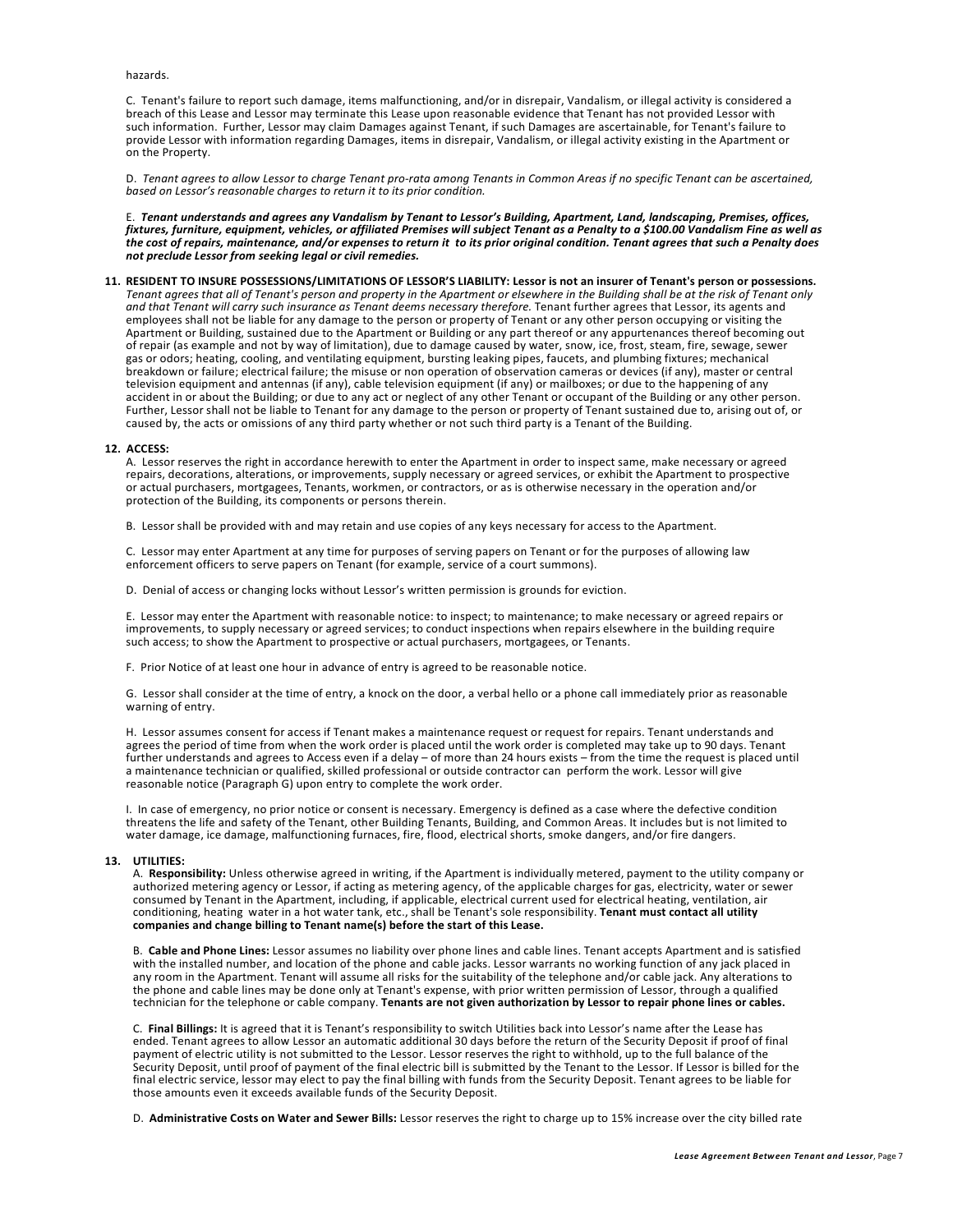hazards.

C. Tenant's failure to report such damage, items malfunctioning, and/or in disrepair, Vandalism, or illegal activity is considered a breach of this Lease and Lessor may terminate this Lease upon reasonable evidence that Tenant has not provided Lessor with such information. Further, Lessor may claim Damages against Tenant, if such Damages are ascertainable, for Tenant's failure to provide Lessor with information regarding Damages, items in disrepair, Vandalism, or illegal activity existing in the Apartment or on the Property.

D. *Tenant agrees to allow Lessor to charge Tenant pro-rata among Tenants in Common Areas if no specific Tenant can be ascertained, based on Lessor's reasonable charges to return it to its prior condition.*

E. ***Tenant understands and agrees any Vandalism by Tenant to Lessor's Building, Apartment, Land, landscaping, Premises, offices, fixtures, furniture, equipment, vehicles, or affiliated Premises will subject Tenant as a Penalty to a $100.00 Vandalism Fine as well as the cost of repairs, maintenance, and/or expenses to return it to its prior original condition. Tenant agrees that such a Penalty does not preclude Lessor from seeking legal or civil remedies.***

**11. RESIDENT TO INSURE POSSESSIONS/LIMITATIONS OF LESSOR'S LIABILITY: Lessor is not an insurer of Tenant's person or possessions.** *Tenant agrees that all of Tenant's person and property in the Apartment or elsewhere in the Building shall be at the risk of Tenant only and that Tenant will carry such insurance as Tenant deems necessary therefore.* Tenant further agrees that Lessor, its agents and employees shall not be liable for any damage to the person or property of Tenant or any other person occupying or visiting the Apartment or Building, sustained due to the Apartment or Building or any part thereof or any appurtenances thereof becoming out of repair (as example and not by way of limitation), due to damage caused by water, snow, ice, frost, steam, fire, sewage, sewer gas or odors; heating, cooling, and ventilating equipment, bursting leaking pipes, faucets, and plumbing fixtures; mechanical breakdown or failure; electrical failure; the misuse or non operation of observation cameras or devices (if any), master or central television equipment and antennas (if any), cable television equipment (if any) or mailboxes; or due to the happening of any accident in or about the Building; or due to any act or neglect of any other Tenant or occupant of the Building or any other person. Further, Lessor shall not be liable to Tenant for any damage to the person or property of Tenant sustained due to, arising out of, or caused by, the acts or omissions of any third party whether or not such third party is a Tenant of the Building.

**12. ACCESS:**

A. Lessor reserves the right in accordance herewith to enter the Apartment in order to inspect same, make necessary or agreed repairs, decorations, alterations, or improvements, supply necessary or agreed services, or exhibit the Apartment to prospective or actual purchasers, mortgagees, Tenants, workmen, or contractors, or as is otherwise necessary in the operation and/or protection of the Building, its components or persons therein.

B. Lessor shall be provided with and may retain and use copies of any keys necessary for access to the Apartment.

C. Lessor may enter Apartment at any time for purposes of serving papers on Tenant or for the purposes of allowing law enforcement officers to serve papers on Tenant (for example, service of a court summons).

D. Denial of access or changing locks without Lessor's written permission is grounds for eviction.

E. Lessor may enter the Apartment with reasonable notice: to inspect; to maintenance; to make necessary or agreed repairs or improvements, to supply necessary or agreed services; to conduct inspections when repairs elsewhere in the building require such access; to show the Apartment to prospective or actual purchasers, mortgagees, or Tenants.

F. Prior Notice of at least one hour in advance of entry is agreed to be reasonable notice.

G. Lessor shall consider at the time of entry, a knock on the door, a verbal hello or a phone call immediately prior as reasonable warning of entry.

H. Lessor assumes consent for access if Tenant makes a maintenance request or request for repairs. Tenant understands and agrees the period of time from when the work order is placed until the work order is completed may take up to 90 days. Tenant further understands and agrees to Access even if a delay – of more than 24 hours exists – from the time the request is placed until a maintenance technician or qualified, skilled professional or outside contractor can perform the work. Lessor will give reasonable notice (Paragraph G) upon entry to complete the work order.

I. In case of emergency, no prior notice or consent is necessary. Emergency is defined as a case where the defective condition threatens the life and safety of the Tenant, other Building Tenants, Building, and Common Areas. It includes but is not limited to water damage, ice damage, malfunctioning furnaces, fire, flood, electrical shorts, smoke dangers, and/or fire dangers.

**13. UTILITIES:**

A. **Responsibility:** Unless otherwise agreed in writing, if the Apartment is individually metered, payment to the utility company or authorized metering agency or Lessor, if acting as metering agency, of the applicable charges for gas, electricity, water or sewer consumed by Tenant in the Apartment, including, if applicable, electrical current used for electrical heating, ventilation, air conditioning, heating water in a hot water tank, etc., shall be Tenant's sole responsibility. **Tenant must contact all utility companies and change billing to Tenant name(s) before the start of this Lease.**

B. **Cable and Phone Lines:** Lessor assumes no liability over phone lines and cable lines. Tenant accepts Apartment and is satisfied with the installed number, and location of the phone and cable jacks. Lessor warrants no working function of any jack placed in any room in the Apartment. Tenant will assume all risks for the suitability of the telephone and/or cable jack. Any alterations to the phone and cable lines may be done only at Tenant's expense, with prior written permission of Lessor, through a qualified technician for the telephone or cable company. **Tenants are not given authorization by Lessor to repair phone lines or cables.**

C. **Final Billings:** It is agreed that it is Tenant's responsibility to switch Utilities back into Lessor's name after the Lease has ended. Tenant agrees to allow Lessor an automatic additional 30 days before the return of the Security Deposit if proof of final payment of electric utility is not submitted to the Lessor. Lessor reserves the right to withhold, up to the full balance of the Security Deposit, until proof of payment of the final electric bill is submitted by the Tenant to the Lessor. If Lessor is billed for the final electric service, lessor may elect to pay the final billing with funds from the Security Deposit. Tenant agrees to be liable for those amounts even it exceeds available funds of the Security Deposit.

D. **Administrative Costs on Water and Sewer Bills:** Lessor reserves the right to charge up to 15% increase over the city billed rate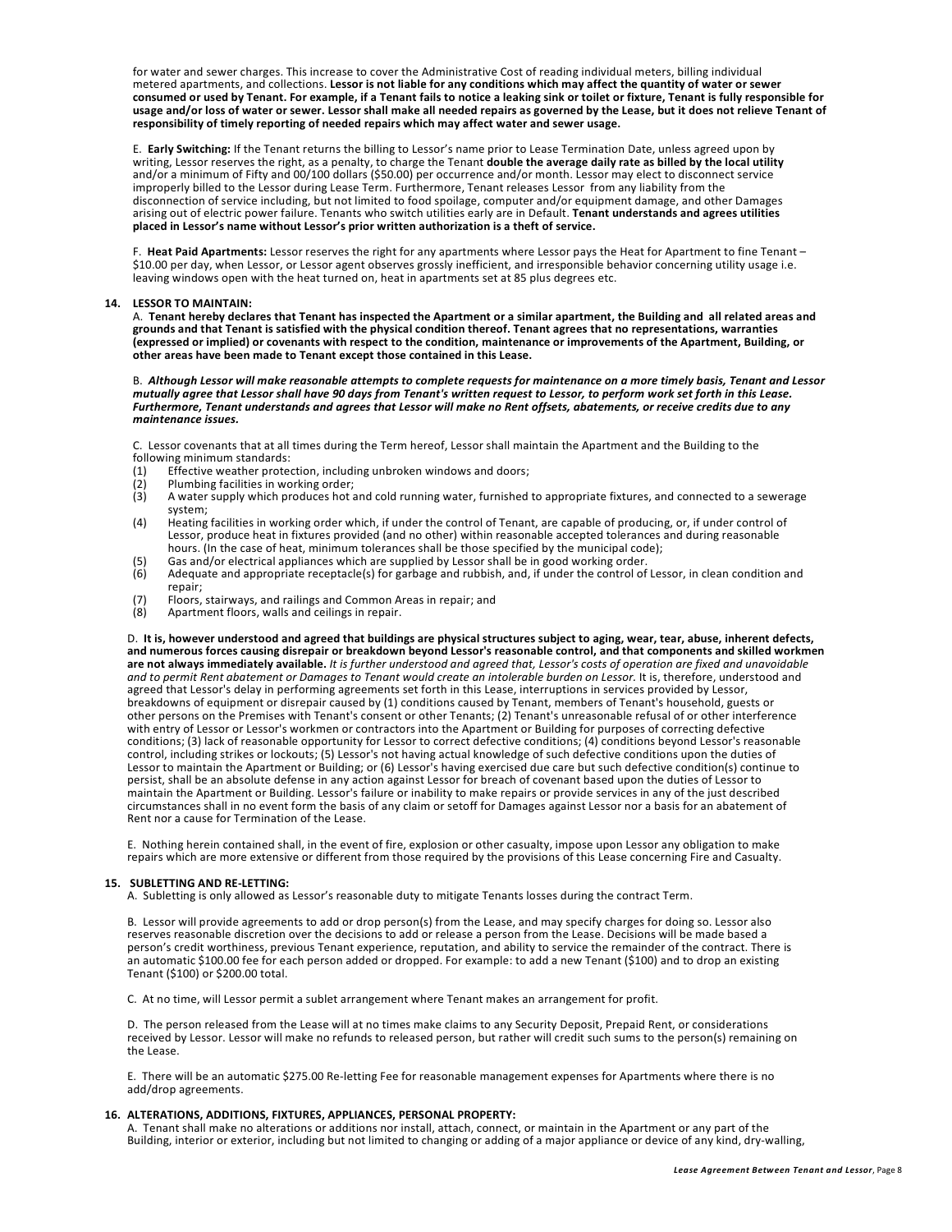for water and sewer charges. This increase to cover the Administrative Cost of reading individual meters, billing individual metered apartments, and collections. **Lessor is not liable for any conditions which may affect the quantity of water or sewer consumed or used by Tenant. For example, if a Tenant fails to notice a leaking sink or toilet or fixture, Tenant is fully responsible for usage and/or loss of water or sewer. Lessor shall make all needed repairs as governed by the Lease, but it does not relieve Tenant of responsibility of timely reporting of needed repairs which may affect water and sewer usage.**

E. **Early Switching:** If the Tenant returns the billing to Lessor's name prior to Lease Termination Date, unless agreed upon by writing, Lessor reserves the right, as a penalty, to charge the Tenant **double the average daily rate as billed by the local utility** and/or a minimum of Fifty and 00/100 dollars ($50.00) per occurrence and/or month. Lessor may elect to disconnect service improperly billed to the Lessor during Lease Term. Furthermore, Tenant releases Lessor from any liability from the disconnection of service including, but not limited to food spoilage, computer and/or equipment damage, and other Damages arising out of electric power failure. Tenants who switch utilities early are in Default. **Tenant understands and agrees utilities placed in Lessor's name without Lessor's prior written authorization is a theft of service.**

F. **Heat Paid Apartments:** Lessor reserves the right for any apartments where Lessor pays the Heat for Apartment to fine Tenant – $10.00 per day, when Lessor, or Lessor agent observes grossly inefficient, and irresponsible behavior concerning utility usage i.e. leaving windows open with the heat turned on, heat in apartments set at 85 plus degrees etc.

## 14. LESSOR TO MAINTAIN:

A. **Tenant hereby declares that Tenant has inspected the Apartment or a similar apartment, the Building and all related areas and grounds and that Tenant is satisfied with the physical condition thereof. Tenant agrees that no representations, warranties (expressed or implied) or covenants with respect to the condition, maintenance or improvements of the Apartment, Building, or other areas have been made to Tenant except those contained in this Lease.**

B. ***Although Lessor will make reasonable attempts to complete requests for maintenance on a more timely basis, Tenant and Lessor mutually agree that Lessor shall have 90 days from Tenant's written request to Lessor, to perform work set forth in this Lease. Furthermore, Tenant understands and agrees that Lessor will make no Rent offsets, abatements, or receive credits due to any maintenance issues.***

C. Lessor covenants that at all times during the Term hereof, Lessor shall maintain the Apartment and the Building to the following minimum standards:

(1) Effective weather protection, including unbroken windows and doors;
(2) Plumbing facilities in working order;
(3) A water supply which produces hot and cold running water, furnished to appropriate fixtures, and connected to a sewerage system;
(4) Heating facilities in working order which, if under the control of Tenant, are capable of producing, or, if under control of Lessor, produce heat in fixtures provided (and no other) within reasonable accepted tolerances and during reasonable hours. (In the case of heat, minimum tolerances shall be those specified by the municipal code);
(5) Gas and/or electrical appliances which are supplied by Lessor shall be in good working order.
(6) Adequate and appropriate receptacle(s) for garbage and rubbish, and, if under the control of Lessor, in clean condition and repair;
(7) Floors, stairways, and railings and Common Areas in repair; and
(8) Apartment floors, walls and ceilings in repair.

D. **It is, however understood and agreed that buildings are physical structures subject to aging, wear, tear, abuse, inherent defects, and numerous forces causing disrepair or breakdown beyond Lessor's reasonable control, and that components and skilled workmen are not always immediately available.** *It is further understood and agreed that, Lessor's costs of operation are fixed and unavoidable and to permit Rent abatement or Damages to Tenant would create an intolerable burden on Lessor.* It is, therefore, understood and agreed that Lessor's delay in performing agreements set forth in this Lease, interruptions in services provided by Lessor, breakdowns of equipment or disrepair caused by (1) conditions caused by Tenant, members of Tenant's household, guests or other persons on the Premises with Tenant's consent or other Tenants; (2) Tenant's unreasonable refusal of or other interference with entry of Lessor or Lessor's workmen or contractors into the Apartment or Building for purposes of correcting defective conditions; (3) lack of reasonable opportunity for Lessor to correct defective conditions; (4) conditions beyond Lessor's reasonable control, including strikes or lockouts; (5) Lessor's not having actual knowledge of such defective conditions upon the duties of Lessor to maintain the Apartment or Building; or (6) Lessor's having exercised due care but such defective condition(s) continue to persist, shall be an absolute defense in any action against Lessor for breach of covenant based upon the duties of Lessor to maintain the Apartment or Building. Lessor's failure or inability to make repairs or provide services in any of the just described circumstances shall in no event form the basis of any claim or setoff for Damages against Lessor nor a basis for an abatement of Rent nor a cause for Termination of the Lease.

E. Nothing herein contained shall, in the event of fire, explosion or other casualty, impose upon Lessor any obligation to make repairs which are more extensive or different from those required by the provisions of this Lease concerning Fire and Casualty.

## 15. SUBLETTING AND RE-LETTING:

A. Subletting is only allowed as Lessor's reasonable duty to mitigate Tenants losses during the contract Term.

B. Lessor will provide agreements to add or drop person(s) from the Lease, and may specify charges for doing so. Lessor also reserves reasonable discretion over the decisions to add or release a person from the Lease. Decisions will be made based a person's credit worthiness, previous Tenant experience, reputation, and ability to service the remainder of the contract. There is an automatic $100.00 fee for each person added or dropped. For example: to add a new Tenant ($100) and to drop an existing Tenant ($100) or $200.00 total.

C. At no time, will Lessor permit a sublet arrangement where Tenant makes an arrangement for profit.

D. The person released from the Lease will at no times make claims to any Security Deposit, Prepaid Rent, or considerations received by Lessor. Lessor will make no refunds to released person, but rather will credit such sums to the person(s) remaining on the Lease.

E. There will be an automatic $275.00 Re-letting Fee for reasonable management expenses for Apartments where there is no add/drop agreements.

## 16. ALTERATIONS, ADDITIONS, FIXTURES, APPLIANCES, PERSONAL PROPERTY:

A. Tenant shall make no alterations or additions nor install, attach, connect, or maintain in the Apartment or any part of the Building, interior or exterior, including but not limited to changing or adding of a major appliance or device of any kind, dry-walling,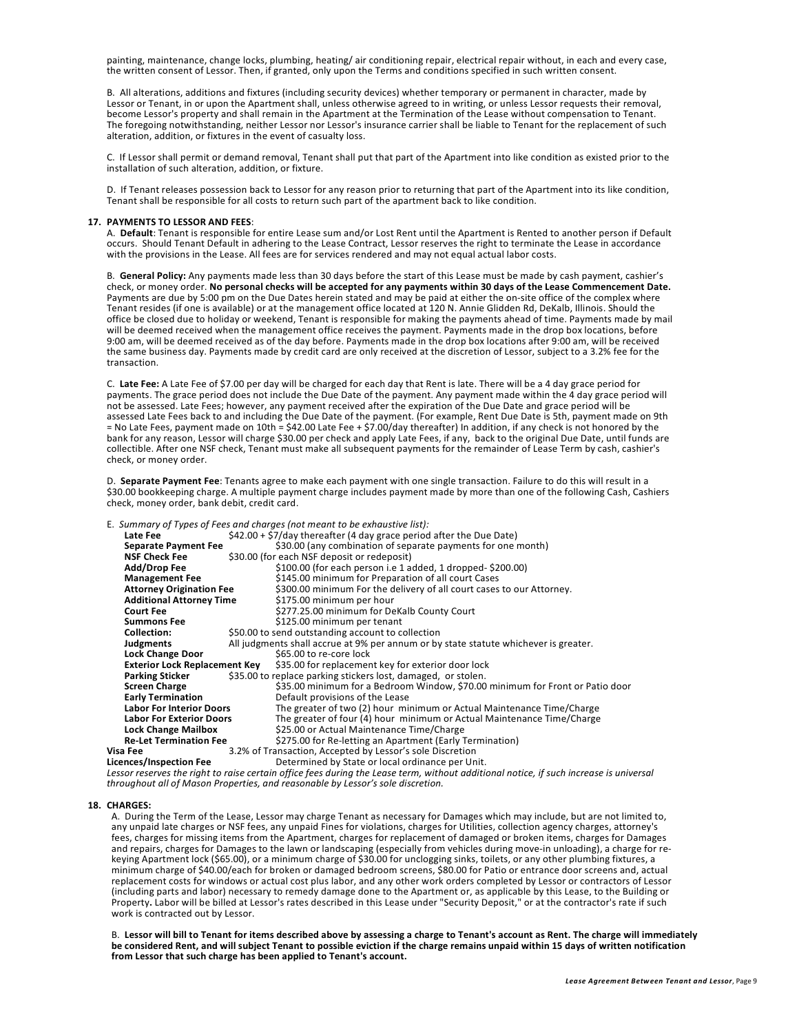painting, maintenance, change locks, plumbing, heating/ air conditioning repair, electrical repair without, in each and every case, the written consent of Lessor. Then, if granted, only upon the Terms and conditions specified in such written consent.

B. All alterations, additions and fixtures (including security devices) whether temporary or permanent in character, made by Lessor or Tenant, in or upon the Apartment shall, unless otherwise agreed to in writing, or unless Lessor requests their removal, become Lessor's property and shall remain in the Apartment at the Termination of the Lease without compensation to Tenant. The foregoing notwithstanding, neither Lessor nor Lessor's insurance carrier shall be liable to Tenant for the replacement of such alteration, addition, or fixtures in the event of casualty loss.

C. If Lessor shall permit or demand removal, Tenant shall put that part of the Apartment into like condition as existed prior to the installation of such alteration, addition, or fixture.

D. If Tenant releases possession back to Lessor for any reason prior to returning that part of the Apartment into its like condition, Tenant shall be responsible for all costs to return such part of the apartment back to like condition.

**17. PAYMENTS TO LESSOR AND FEES**:

A. **Default**: Tenant is responsible for entire Lease sum and/or Lost Rent until the Apartment is Rented to another person if Default occurs. Should Tenant Default in adhering to the Lease Contract, Lessor reserves the right to terminate the Lease in accordance with the provisions in the Lease. All fees are for services rendered and may not equal actual labor costs.

B. **General Policy:** Any payments made less than 30 days before the start of this Lease must be made by cash payment, cashier's check, or money order. **No personal checks will be accepted for any payments within 30 days of the Lease Commencement Date.** Payments are due by 5:00 pm on the Due Dates herein stated and may be paid at either the on-site office of the complex where Tenant resides (if one is available) or at the management office located at 120 N. Annie Glidden Rd, DeKalb, Illinois. Should the office be closed due to holiday or weekend, Tenant is responsible for making the payments ahead of time. Payments made by mail will be deemed received when the management office receives the payment. Payments made in the drop box locations, before 9:00 am, will be deemed received as of the day before. Payments made in the drop box locations after 9:00 am, will be received the same business day. Payments made by credit card are only received at the discretion of Lessor, subject to a 3.2% fee for the transaction.

C. **Late Fee:** A Late Fee of $7.00 per day will be charged for each day that Rent is late. There will be a 4 day grace period for payments. The grace period does not include the Due Date of the payment. Any payment made within the 4 day grace period will not be assessed. Late Fees; however, any payment received after the expiration of the Due Date and grace period will be assessed Late Fees back to and including the Due Date of the payment. (For example, Rent Due Date is 5th, payment made on 9th = No Late Fees, payment made on 10th = $42.00 Late Fee + $7.00/day thereafter) In addition, if any check is not honored by the bank for any reason, Lessor will charge $30.00 per check and apply Late Fees, if any, back to the original Due Date, until funds are collectible. After one NSF check, Tenant must make all subsequent payments for the remainder of Lease Term by cash, cashier's check, or money order.

D. **Separate Payment Fee**: Tenants agree to make each payment with one single transaction. Failure to do this will result in a $30.00 bookkeeping charge. A multiple payment charge includes payment made by more than one of the following Cash, Cashiers check, money order, bank debit, credit card.

E. *Summary of Types of Fees and charges (not meant to be exhaustive list):*

| | |
|---|---|
| **Late Fee** | $42.00 + $7/day thereafter (4 day grace period after the Due Date) |
| **Separate Payment Fee** | $30.00 (any combination of separate payments for one month) |
| **NSF Check Fee** | $30.00 (for each NSF deposit or redeposit) |
| **Add/Drop Fee** | $100.00 (for each person i.e 1 added, 1 dropped- $200.00) |
| **Management Fee** | $145.00 minimum for Preparation of all court Cases |
| **Attorney Origination Fee** | $300.00 minimum For the delivery of all court cases to our Attorney. |
| **Additional Attorney Time** | $175.00 minimum per hour |
| **Court Fee** | $277.25.00 minimum for DeKalb County Court |
| **Summons Fee** | $125.00 minimum per tenant |
| **Collection:** | $50.00 to send outstanding account to collection |
| **Judgments** | All judgments shall accrue at 9% per annum or by state statute whichever is greater. |
| **Lock Change Door** | $65.00 to re-core lock |
| **Exterior Lock Replacement Key** | $35.00 for replacement key for exterior door lock |
| **Parking Sticker** | $35.00 to replace parking stickers lost, damaged, or stolen. |
| **Screen Charge** | $35.00 minimum for a Bedroom Window, $70.00 minimum for Front or Patio door |
| **Early Termination** | Default provisions of the Lease |
| **Labor For Interior Doors** | The greater of two (2) hour minimum or Actual Maintenance Time/Charge |
| **Labor For Exterior Doors** | The greater of four (4) hour minimum or Actual Maintenance Time/Charge |
| **Lock Change Mailbox** | $25.00 or Actual Maintenance Time/Charge |
| **Re-Let Termination Fee** | $275.00 for Re-letting an Apartment (Early Termination) |
| **Visa Fee** | 3.2% of Transaction, Accepted by Lessor's sole Discretion |
| **Licences/Inspection Fee** | Determined by State or local ordinance per Unit. |

*Lessor reserves the right to raise certain office fees during the Lease term, without additional notice, if such increase is universal throughout all of Mason Properties, and reasonable by Lessor's sole discretion.*

**18. CHARGES:**

A. During the Term of the Lease, Lessor may charge Tenant as necessary for Damages which may include, but are not limited to, any unpaid late charges or NSF fees, any unpaid Fines for violations, charges for Utilities, collection agency charges, attorney's fees, charges for missing items from the Apartment, charges for replacement of damaged or broken items, charges for Damages and repairs, charges for Damages to the lawn or landscaping (especially from vehicles during move-in unloading), a charge for re-keying Apartment lock ($65.00), or a minimum charge of $30.00 for unclogging sinks, toilets, or any other plumbing fixtures, a minimum charge of $40.00/each for broken or damaged bedroom screens, $80.00 for Patio or entrance door screens and, actual replacement costs for windows or actual cost plus labor, and any other work orders completed by Lessor or contractors of Lessor (including parts and labor) necessary to remedy damage done to the Apartment or, as applicable by this Lease, to the Building or Property**.** Labor will be billed at Lessor's rates described in this Lease under "Security Deposit," or at the contractor's rate if such work is contracted out by Lessor.

B. **Lessor will bill to Tenant for items described above by assessing a charge to Tenant's account as Rent. The charge will immediately be considered Rent, and will subject Tenant to possible eviction if the charge remains unpaid within 15 days of written notification from Lessor that such charge has been applied to Tenant's account.**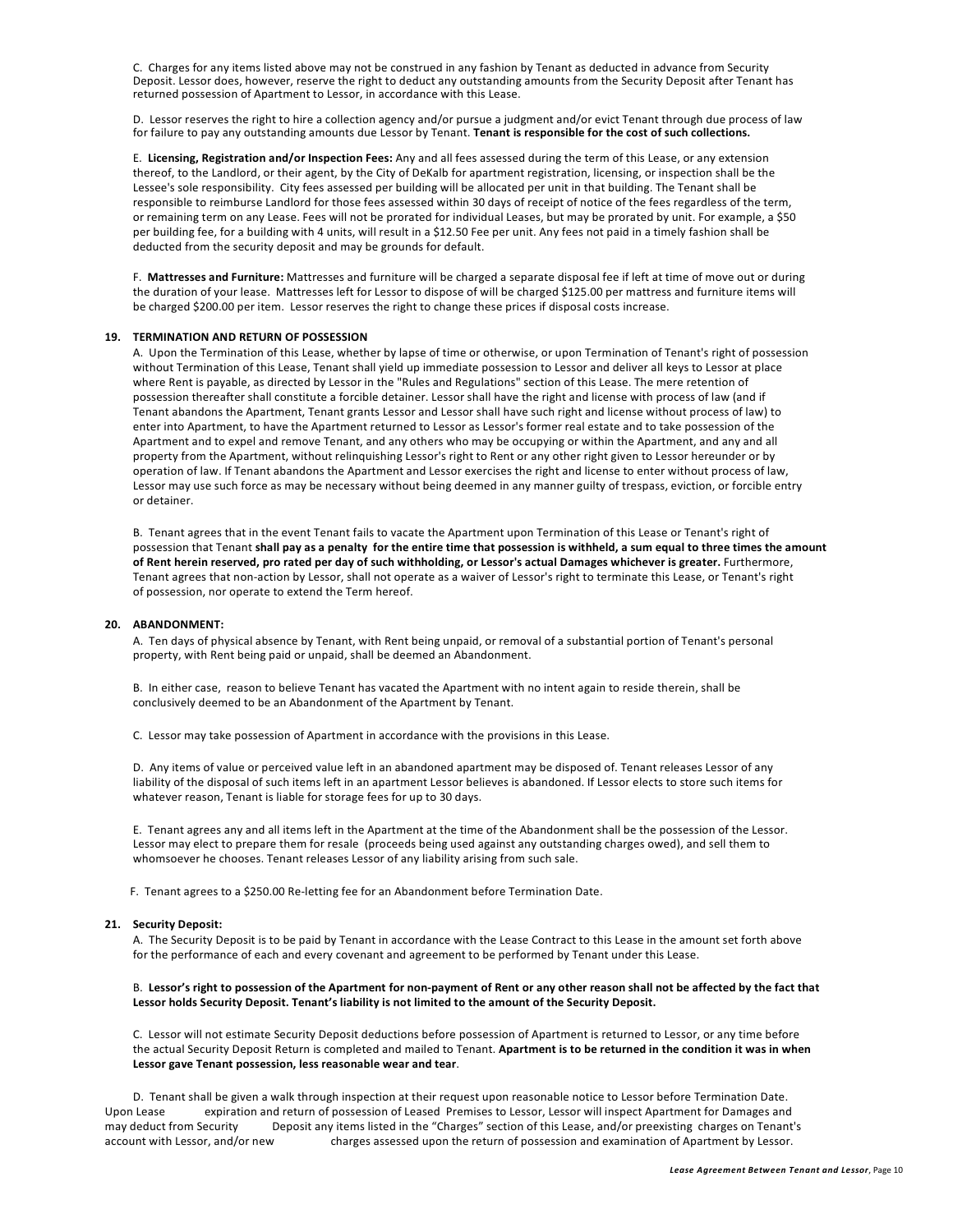C. Charges for any items listed above may not be construed in any fashion by Tenant as deducted in advance from Security Deposit. Lessor does, however, reserve the right to deduct any outstanding amounts from the Security Deposit after Tenant has returned possession of Apartment to Lessor, in accordance with this Lease.

D. Lessor reserves the right to hire a collection agency and/or pursue a judgment and/or evict Tenant through due process of law for failure to pay any outstanding amounts due Lessor by Tenant. **Tenant is responsible for the cost of such collections.**

E. **Licensing, Registration and/or Inspection Fees:** Any and all fees assessed during the term of this Lease, or any extension thereof, to the Landlord, or their agent, by the City of DeKalb for apartment registration, licensing, or inspection shall be the Lessee's sole responsibility. City fees assessed per building will be allocated per unit in that building. The Tenant shall be responsible to reimburse Landlord for those fees assessed within 30 days of receipt of notice of the fees regardless of the term, or remaining term on any Lease. Fees will not be prorated for individual Leases, but may be prorated by unit. For example, a $50 per building fee, for a building with 4 units, will result in a $12.50 Fee per unit. Any fees not paid in a timely fashion shall be deducted from the security deposit and may be grounds for default.

F. **Mattresses and Furniture:** Mattresses and furniture will be charged a separate disposal fee if left at time of move out or during the duration of your lease. Mattresses left for Lessor to dispose of will be charged $125.00 per mattress and furniture items will be charged $200.00 per item. Lessor reserves the right to change these prices if disposal costs increase.

**19. TERMINATION AND RETURN OF POSSESSION**

A. Upon the Termination of this Lease, whether by lapse of time or otherwise, or upon Termination of Tenant's right of possession without Termination of this Lease, Tenant shall yield up immediate possession to Lessor and deliver all keys to Lessor at place where Rent is payable, as directed by Lessor in the "Rules and Regulations" section of this Lease. The mere retention of possession thereafter shall constitute a forcible detainer. Lessor shall have the right and license with process of law (and if Tenant abandons the Apartment, Tenant grants Lessor and Lessor shall have such right and license without process of law) to enter into Apartment, to have the Apartment returned to Lessor as Lessor's former real estate and to take possession of the Apartment and to expel and remove Tenant, and any others who may be occupying or within the Apartment, and any and all property from the Apartment, without relinquishing Lessor's right to Rent or any other right given to Lessor hereunder or by operation of law. If Tenant abandons the Apartment and Lessor exercises the right and license to enter without process of law, Lessor may use such force as may be necessary without being deemed in any manner guilty of trespass, eviction, or forcible entry or detainer.

B. Tenant agrees that in the event Tenant fails to vacate the Apartment upon Termination of this Lease or Tenant's right of possession that Tenant **shall pay as a penalty for the entire time that possession is withheld, a sum equal to three times the amount of Rent herein reserved, pro rated per day of such withholding, or Lessor's actual Damages whichever is greater.** Furthermore, Tenant agrees that non-action by Lessor, shall not operate as a waiver of Lessor's right to terminate this Lease, or Tenant's right of possession, nor operate to extend the Term hereof.

**20. ABANDONMENT:**

A. Ten days of physical absence by Tenant, with Rent being unpaid, or removal of a substantial portion of Tenant's personal property, with Rent being paid or unpaid, shall be deemed an Abandonment.

B. In either case, reason to believe Tenant has vacated the Apartment with no intent again to reside therein, shall be conclusively deemed to be an Abandonment of the Apartment by Tenant.

C. Lessor may take possession of Apartment in accordance with the provisions in this Lease.

D. Any items of value or perceived value left in an abandoned apartment may be disposed of. Tenant releases Lessor of any liability of the disposal of such items left in an apartment Lessor believes is abandoned. If Lessor elects to store such items for whatever reason, Tenant is liable for storage fees for up to 30 days.

E. Tenant agrees any and all items left in the Apartment at the time of the Abandonment shall be the possession of the Lessor. Lessor may elect to prepare them for resale (proceeds being used against any outstanding charges owed), and sell them to whomsoever he chooses. Tenant releases Lessor of any liability arising from such sale.

F. Tenant agrees to a $250.00 Re-letting fee for an Abandonment before Termination Date.

**21. Security Deposit:**

A. The Security Deposit is to be paid by Tenant in accordance with the Lease Contract to this Lease in the amount set forth above for the performance of each and every covenant and agreement to be performed by Tenant under this Lease.

B. **Lessor's right to possession of the Apartment for non-payment of Rent or any other reason shall not be affected by the fact that Lessor holds Security Deposit. Tenant's liability is not limited to the amount of the Security Deposit.**

C. Lessor will not estimate Security Deposit deductions before possession of Apartment is returned to Lessor, or any time before the actual Security Deposit Return is completed and mailed to Tenant. **Apartment is to be returned in the condition it was in when Lessor gave Tenant possession, less reasonable wear and tear**.

D. Tenant shall be given a walk through inspection at their request upon reasonable notice to Lessor before Termination Date. Upon Lease expiration and return of possession of Leased Premises to Lessor, Lessor will inspect Apartment for Damages and may deduct from Security Deposit any items listed in the "Charges" section of this Lease, and/or preexisting charges on Tenant's account with Lessor, and/or new charges assessed upon the return of possession and examination of Apartment by Lessor.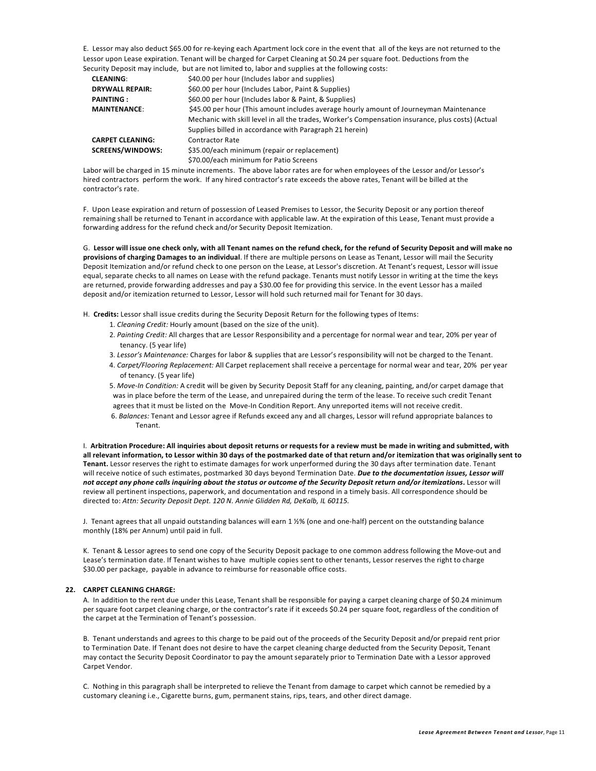E. Lessor may also deduct $65.00 for re-keying each Apartment lock core in the event that all of the keys are not returned to the Lessor upon Lease expiration. Tenant will be charged for Carpet Cleaning at $0.24 per square foot. Deductions from the Security Deposit may include, but are not limited to, labor and supplies at the following costs:

| | |
|---|---|
| **CLEANING**: | $40.00 per hour (Includes labor and supplies) |
| **DRYWALL REPAIR:** | $60.00 per hour (Includes Labor, Paint & Supplies) |
| **PAINTING :** | $60.00 per hour (Includes labor & Paint, & Supplies) |
| **MAINTENANCE**: | $45.00 per hour (This amount includes average hourly amount of Journeyman Maintenance Mechanic with skill level in all the trades, Worker's Compensation insurance, plus costs) (Actual Supplies billed in accordance with Paragraph 21 herein) |
| **CARPET CLEANING:** | Contractor Rate |
| **SCREENS/WINDOWS:** | $35.00/each minimum (repair or replacement)<br>$70.00/each minimum for Patio Screens |

Labor will be charged in 15 minute increments. The above labor rates are for when employees of the Lessor and/or Lessor's hired contractors perform the work. If any hired contractor's rate exceeds the above rates, Tenant will be billed at the contractor's rate.

F. Upon Lease expiration and return of possession of Leased Premises to Lessor, the Security Deposit or any portion thereof remaining shall be returned to Tenant in accordance with applicable law. At the expiration of this Lease, Tenant must provide a forwarding address for the refund check and/or Security Deposit Itemization.

G. **Lessor will issue one check only, with all Tenant names on the refund check, for the refund of Security Deposit and will make no provisions of charging Damages to an individual**. If there are multiple persons on Lease as Tenant, Lessor will mail the Security Deposit Itemization and/or refund check to one person on the Lease, at Lessor's discretion. At Tenant's request, Lessor will issue equal, separate checks to all names on Lease with the refund package. Tenants must notify Lessor in writing at the time the keys are returned, provide forwarding addresses and pay a $30.00 fee for providing this service. In the event Lessor has a mailed deposit and/or itemization returned to Lessor, Lessor will hold such returned mail for Tenant for 30 days.

H. **Credits:** Lessor shall issue credits during the Security Deposit Return for the following types of Items:

1. *Cleaning Credit:* Hourly amount (based on the size of the unit).
2. *Painting Credit:* All charges that are Lessor Responsibility and a percentage for normal wear and tear, 20% per year of tenancy. (5 year life)
3. *Lessor's Maintenance:* Charges for labor & supplies that are Lessor's responsibility will not be charged to the Tenant.
4. *Carpet/Flooring Replacement:* All Carpet replacement shall receive a percentage for normal wear and tear, 20% per year of tenancy. (5 year life)
5. *Move-In Condition:* A credit will be given by Security Deposit Staff for any cleaning, painting, and/or carpet damage that was in place before the term of the Lease, and unrepaired during the term of the lease. To receive such credit Tenant agrees that it must be listed on the Move-In Condition Report. Any unreported items will not receive credit.
6. *Balances:* Tenant and Lessor agree if Refunds exceed any and all charges, Lessor will refund appropriate balances to Tenant.

I. **Arbitration Procedure: All inquiries about deposit returns or requests for a review must be made in writing and submitted, with all relevant information, to Lessor within 30 days of the postmarked date of that return and/or itemization that was originally sent to Tenant.** Lessor reserves the right to estimate damages for work unperformed during the 30 days after termination date. Tenant will receive notice of such estimates, postmarked 30 days beyond Termination Date. ***Due to the documentation issues, Lessor will not accept any phone calls inquiring about the status or outcome of the Security Deposit return and/or itemizations.*** Lessor will review all pertinent inspections, paperwork, and documentation and respond in a timely basis. All correspondence should be directed to: *Attn: Security Deposit Dept. 120 N. Annie Glidden Rd, DeKalb, IL 60115.*

J. Tenant agrees that all unpaid outstanding balances will earn 1 ½% (one and one-half) percent on the outstanding balance monthly (18% per Annum) until paid in full.

K. Tenant & Lessor agrees to send one copy of the Security Deposit package to one common address following the Move-out and Lease's termination date. If Tenant wishes to have multiple copies sent to other tenants, Lessor reserves the right to charge $30.00 per package, payable in advance to reimburse for reasonable office costs.

**22. CARPET CLEANING CHARGE:**

A. In addition to the rent due under this Lease, Tenant shall be responsible for paying a carpet cleaning charge of $0.24 minimum per square foot carpet cleaning charge, or the contractor's rate if it exceeds $0.24 per square foot, regardless of the condition of the carpet at the Termination of Tenant's possession.

B. Tenant understands and agrees to this charge to be paid out of the proceeds of the Security Deposit and/or prepaid rent prior to Termination Date. If Tenant does not desire to have the carpet cleaning charge deducted from the Security Deposit, Tenant may contact the Security Deposit Coordinator to pay the amount separately prior to Termination Date with a Lessor approved Carpet Vendor.

C. Nothing in this paragraph shall be interpreted to relieve the Tenant from damage to carpet which cannot be remedied by a customary cleaning i.e., Cigarette burns, gum, permanent stains, rips, tears, and other direct damage.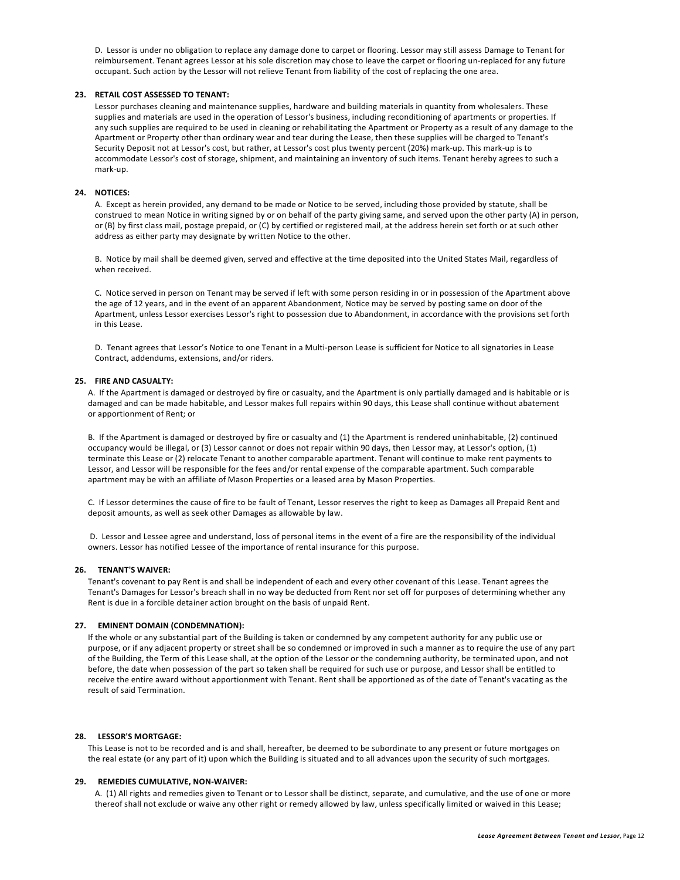D. Lessor is under no obligation to replace any damage done to carpet or flooring. Lessor may still assess Damage to Tenant for reimbursement. Tenant agrees Lessor at his sole discretion may chose to leave the carpet or flooring un-replaced for any future occupant. Such action by the Lessor will not relieve Tenant from liability of the cost of replacing the one area.

**23. RETAIL COST ASSESSED TO TENANT:**

Lessor purchases cleaning and maintenance supplies, hardware and building materials in quantity from wholesalers. These supplies and materials are used in the operation of Lessor's business, including reconditioning of apartments or properties. If any such supplies are required to be used in cleaning or rehabilitating the Apartment or Property as a result of any damage to the Apartment or Property other than ordinary wear and tear during the Lease, then these supplies will be charged to Tenant's Security Deposit not at Lessor's cost, but rather, at Lessor's cost plus twenty percent (20%) mark-up. This mark-up is to accommodate Lessor's cost of storage, shipment, and maintaining an inventory of such items. Tenant hereby agrees to such a mark-up.

**24. NOTICES:**

A. Except as herein provided, any demand to be made or Notice to be served, including those provided by statute, shall be construed to mean Notice in writing signed by or on behalf of the party giving same, and served upon the other party (A) in person, or (B) by first class mail, postage prepaid, or (C) by certified or registered mail, at the address herein set forth or at such other address as either party may designate by written Notice to the other.

B. Notice by mail shall be deemed given, served and effective at the time deposited into the United States Mail, regardless of when received.

C. Notice served in person on Tenant may be served if left with some person residing in or in possession of the Apartment above the age of 12 years, and in the event of an apparent Abandonment, Notice may be served by posting same on door of the Apartment, unless Lessor exercises Lessor's right to possession due to Abandonment, in accordance with the provisions set forth in this Lease.

D. Tenant agrees that Lessor's Notice to one Tenant in a Multi-person Lease is sufficient for Notice to all signatories in Lease Contract, addendums, extensions, and/or riders.

**25. FIRE AND CASUALTY:**

A. If the Apartment is damaged or destroyed by fire or casualty, and the Apartment is only partially damaged and is habitable or is damaged and can be made habitable, and Lessor makes full repairs within 90 days, this Lease shall continue without abatement or apportionment of Rent; or

B. If the Apartment is damaged or destroyed by fire or casualty and (1) the Apartment is rendered uninhabitable, (2) continued occupancy would be illegal, or (3) Lessor cannot or does not repair within 90 days, then Lessor may, at Lessor's option, (1) terminate this Lease or (2) relocate Tenant to another comparable apartment. Tenant will continue to make rent payments to Lessor, and Lessor will be responsible for the fees and/or rental expense of the comparable apartment. Such comparable apartment may be with an affiliate of Mason Properties or a leased area by Mason Properties.

C. If Lessor determines the cause of fire to be fault of Tenant, Lessor reserves the right to keep as Damages all Prepaid Rent and deposit amounts, as well as seek other Damages as allowable by law.

D. Lessor and Lessee agree and understand, loss of personal items in the event of a fire are the responsibility of the individual owners. Lessor has notified Lessee of the importance of rental insurance for this purpose.

**26. TENANT'S WAIVER:**

Tenant's covenant to pay Rent is and shall be independent of each and every other covenant of this Lease. Tenant agrees the Tenant's Damages for Lessor's breach shall in no way be deducted from Rent nor set off for purposes of determining whether any Rent is due in a forcible detainer action brought on the basis of unpaid Rent.

**27. EMINENT DOMAIN (CONDEMNATION):**

If the whole or any substantial part of the Building is taken or condemned by any competent authority for any public use or purpose, or if any adjacent property or street shall be so condemned or improved in such a manner as to require the use of any part of the Building, the Term of this Lease shall, at the option of the Lessor or the condemning authority, be terminated upon, and not before, the date when possession of the part so taken shall be required for such use or purpose, and Lessor shall be entitled to receive the entire award without apportionment with Tenant. Rent shall be apportioned as of the date of Tenant's vacating as the result of said Termination.

**28. LESSOR'S MORTGAGE:**

This Lease is not to be recorded and is and shall, hereafter, be deemed to be subordinate to any present or future mortgages on the real estate (or any part of it) upon which the Building is situated and to all advances upon the security of such mortgages.

**29. REMEDIES CUMULATIVE, NON-WAIVER:**

A. (1) All rights and remedies given to Tenant or to Lessor shall be distinct, separate, and cumulative, and the use of one or more thereof shall not exclude or waive any other right or remedy allowed by law, unless specifically limited or waived in this Lease;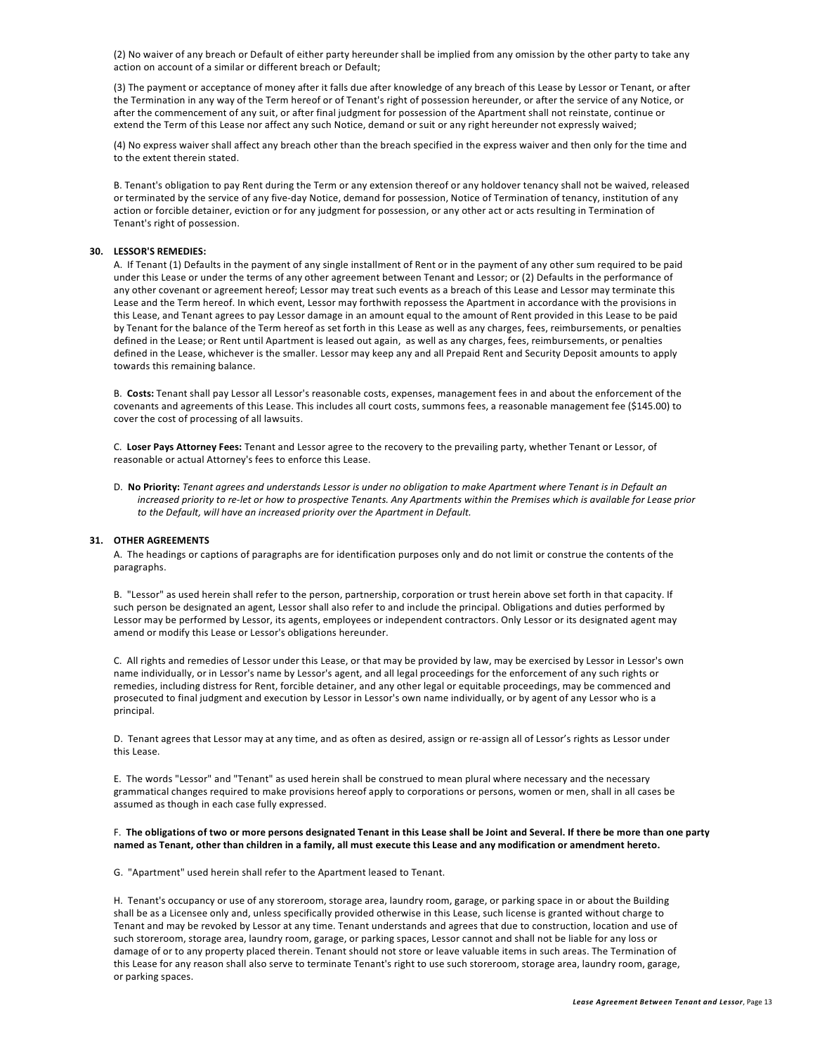(2) No waiver of any breach or Default of either party hereunder shall be implied from any omission by the other party to take any action on account of a similar or different breach or Default;

(3) The payment or acceptance of money after it falls due after knowledge of any breach of this Lease by Lessor or Tenant, or after the Termination in any way of the Term hereof or of Tenant's right of possession hereunder, or after the service of any Notice, or after the commencement of any suit, or after final judgment for possession of the Apartment shall not reinstate, continue or extend the Term of this Lease nor affect any such Notice, demand or suit or any right hereunder not expressly waived;

(4) No express waiver shall affect any breach other than the breach specified in the express waiver and then only for the time and to the extent therein stated.

B. Tenant's obligation to pay Rent during the Term or any extension thereof or any holdover tenancy shall not be waived, released or terminated by the service of any five-day Notice, demand for possession, Notice of Termination of tenancy, institution of any action or forcible detainer, eviction or for any judgment for possession, or any other act or acts resulting in Termination of Tenant's right of possession.

**30. LESSOR'S REMEDIES:**

A. If Tenant (1) Defaults in the payment of any single installment of Rent or in the payment of any other sum required to be paid under this Lease or under the terms of any other agreement between Tenant and Lessor; or (2) Defaults in the performance of any other covenant or agreement hereof; Lessor may treat such events as a breach of this Lease and Lessor may terminate this Lease and the Term hereof. In which event, Lessor may forthwith repossess the Apartment in accordance with the provisions in this Lease, and Tenant agrees to pay Lessor damage in an amount equal to the amount of Rent provided in this Lease to be paid by Tenant for the balance of the Term hereof as set forth in this Lease as well as any charges, fees, reimbursements, or penalties defined in the Lease; or Rent until Apartment is leased out again, as well as any charges, fees, reimbursements, or penalties defined in the Lease, whichever is the smaller. Lessor may keep any and all Prepaid Rent and Security Deposit amounts to apply towards this remaining balance.

B. **Costs:** Tenant shall pay Lessor all Lessor's reasonable costs, expenses, management fees in and about the enforcement of the covenants and agreements of this Lease. This includes all court costs, summons fees, a reasonable management fee ($145.00) to cover the cost of processing of all lawsuits.

C. **Loser Pays Attorney Fees:** Tenant and Lessor agree to the recovery to the prevailing party, whether Tenant or Lessor, of reasonable or actual Attorney's fees to enforce this Lease.

D. **No Priority:** *Tenant agrees and understands Lessor is under no obligation to make Apartment where Tenant is in Default an increased priority to re-let or how to prospective Tenants. Any Apartments within the Premises which is available for Lease prior to the Default, will have an increased priority over the Apartment in Default.*

**31. OTHER AGREEMENTS**

A. The headings or captions of paragraphs are for identification purposes only and do not limit or construe the contents of the paragraphs.

B. "Lessor" as used herein shall refer to the person, partnership, corporation or trust herein above set forth in that capacity. If such person be designated an agent, Lessor shall also refer to and include the principal. Obligations and duties performed by Lessor may be performed by Lessor, its agents, employees or independent contractors. Only Lessor or its designated agent may amend or modify this Lease or Lessor's obligations hereunder.

C. All rights and remedies of Lessor under this Lease, or that may be provided by law, may be exercised by Lessor in Lessor's own name individually, or in Lessor's name by Lessor's agent, and all legal proceedings for the enforcement of any such rights or remedies, including distress for Rent, forcible detainer, and any other legal or equitable proceedings, may be commenced and prosecuted to final judgment and execution by Lessor in Lessor's own name individually, or by agent of any Lessor who is a principal.

D. Tenant agrees that Lessor may at any time, and as often as desired, assign or re-assign all of Lessor's rights as Lessor under this Lease.

E. The words "Lessor" and "Tenant" as used herein shall be construed to mean plural where necessary and the necessary grammatical changes required to make provisions hereof apply to corporations or persons, women or men, shall in all cases be assumed as though in each case fully expressed.

F. **The obligations of two or more persons designated Tenant in this Lease shall be Joint and Several. If there be more than one party named as Tenant, other than children in a family, all must execute this Lease and any modification or amendment hereto.**

G. "Apartment" used herein shall refer to the Apartment leased to Tenant.

H. Tenant's occupancy or use of any storeroom, storage area, laundry room, garage, or parking space in or about the Building shall be as a Licensee only and, unless specifically provided otherwise in this Lease, such license is granted without charge to Tenant and may be revoked by Lessor at any time. Tenant understands and agrees that due to construction, location and use of such storeroom, storage area, laundry room, garage, or parking spaces, Lessor cannot and shall not be liable for any loss or damage of or to any property placed therein. Tenant should not store or leave valuable items in such areas. The Termination of this Lease for any reason shall also serve to terminate Tenant's right to use such storeroom, storage area, laundry room, garage, or parking spaces.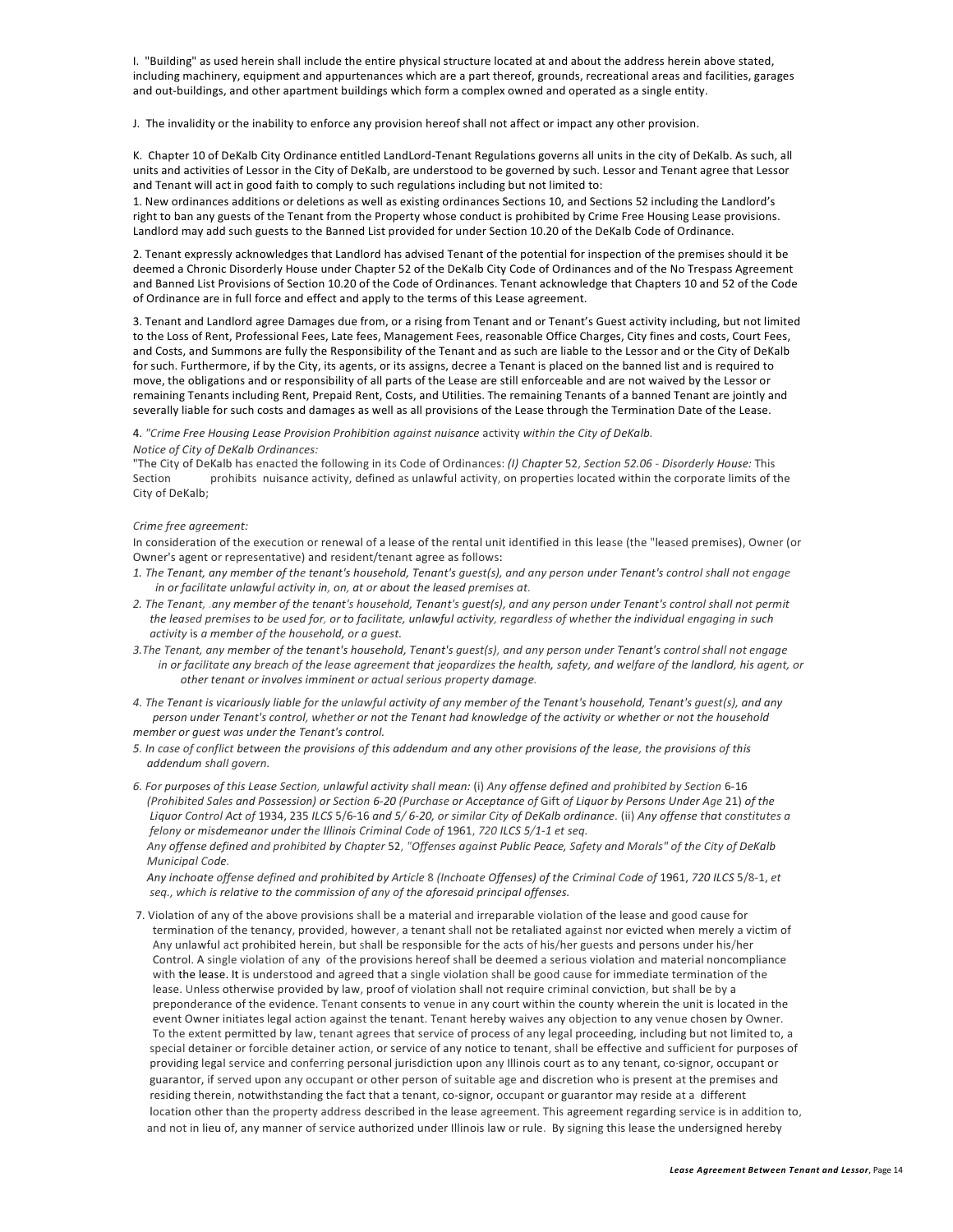I. "Building" as used herein shall include the entire physical structure located at and about the address herein above stated, including machinery, equipment and appurtenances which are a part thereof, grounds, recreational areas and facilities, garages and out-buildings, and other apartment buildings which form a complex owned and operated as a single entity.

J. The invalidity or the inability to enforce any provision hereof shall not affect or impact any other provision.

K. Chapter 10 of DeKalb City Ordinance entitled LandLord-Tenant Regulations governs all units in the city of DeKalb. As such, all units and activities of Lessor in the City of DeKalb, are understood to be governed by such. Lessor and Tenant agree that Lessor and Tenant will act in good faith to comply to such regulations including but not limited to:

1. New ordinances additions or deletions as well as existing ordinances Sections 10, and Sections 52 including the Landlord's right to ban any guests of the Tenant from the Property whose conduct is prohibited by Crime Free Housing Lease provisions. Landlord may add such guests to the Banned List provided for under Section 10.20 of the DeKalb Code of Ordinance.

2. Tenant expressly acknowledges that Landlord has advised Tenant of the potential for inspection of the premises should it be deemed a Chronic Disorderly House under Chapter 52 of the DeKalb City Code of Ordinances and of the No Trespass Agreement and Banned List Provisions of Section 10.20 of the Code of Ordinances. Tenant acknowledge that Chapters 10 and 52 of the Code of Ordinance are in full force and effect and apply to the terms of this Lease agreement.

3. Tenant and Landlord agree Damages due from, or a rising from Tenant and or Tenant's Guest activity including, but not limited to the Loss of Rent, Professional Fees, Late fees, Management Fees, reasonable Office Charges, City fines and costs, Court Fees, and Costs, and Summons are fully the Responsibility of the Tenant and as such are liable to the Lessor and or the City of DeKalb for such. Furthermore, if by the City, its agents, or its assigns, decree a Tenant is placed on the banned list and is required to move, the obligations and or responsibility of all parts of the Lease are still enforceable and are not waived by the Lessor or remaining Tenants including Rent, Prepaid Rent, Costs, and Utilities. The remaining Tenants of a banned Tenant are jointly and severally liable for such costs and damages as well as all provisions of the Lease through the Termination Date of the Lease.

4. *"Crime Free Housing Lease Provision Prohibition against nuisance* activity *within the City of DeKalb.*

*Notice of City of DeKalb Ordinances:*

"The City of DeKalb has enacted the following in its Code of Ordinances: *(I) Chapter* 52, *Section 52.06 - Disorderly House:* This Section prohibits nuisance activity, defined as unlawful activity, on properties located within the corporate limits of the City of DeKalb;

*Crime free agreement:*

In consideration of the execution or renewal of a lease of the rental unit identified in this lease (the "leased premises), Owner (or Owner's agent or representative) and resident/tenant agree as follows:

*1. The Tenant, any member of the tenant's household, Tenant's guest(s), and any person under Tenant's control shall not engage in or facilitate unlawful activity in, on, at or about the leased premises at.*

*2. The Tenant, .any member of the tenant's household, Tenant's guest(s), and any person under Tenant's control shall not permit the leased premises to be used for, or to facilitate, unlawful activity, regardless of whether the individual engaging in such activity is a member of the household, or a guest.*

*3.The Tenant, any member of the tenant's household, Tenant's guest(s), and any person under Tenant's control shall not engage in or facilitate any breach of the lease agreement that jeopardizes the health, safety, and welfare of the landlord, his agent, or other tenant or involves imminent or actual serious property damage.*

*4. The Tenant is vicariously liable for the unlawful activity of any member of the Tenant's household, Tenant's guest(s), and any person under Tenant's control, whether or not the Tenant had knowledge of the activity or whether or not the household member or guest was under the Tenant's control.*

*5. In case of conflict between the provisions of this addendum and any other provisions of the lease, the provisions of this addendum shall govern.*

*6. For purposes of this Lease Section, unlawful activity shall mean:* (i) *Any offense defined and prohibited by Section* 6-16 *(Prohibited Sales and Possession) or Section 6-20 (Purchase or Acceptance of Gift of Liquor by Persons Under Age* 21) *of the Liquor Control Act of* 1934, 235 *ILCS* 5/6-16 *and 5/ 6-20, or similar City of DeKalb ordinance*. (ii) *Any offense that constitutes a felony or misdemeanor under the Illinois Criminal Code of* 1961, *720 ILCS 5/1-1 et seq.*
*Any offense defined and prohibited by Chapter* 52, *"Offenses against Public Peace, Safety and Morals" of the City of DeKalb Municipal Code.*
*Any inchoate offense defined and prohibited by Article* 8 *(Inchoate Offenses) of the Criminal Code of* 1961, *720 ILCS* 5/8-1, *et seq., which is relative to the commission of any of the aforesaid principal offenses.*

7. Violation of any of the above provisions shall be a material and irreparable violation of the lease and good cause for termination of the tenancy, provided, however, a tenant shall not be retaliated against nor evicted when merely a victim of Any unlawful act prohibited herein, but shall be responsible for the acts of his/her guests and persons under his/her Control. A single violation of any of the provisions hereof shall be deemed a serious violation and material noncompliance with the lease. It is understood and agreed that a single violation shall be good cause for immediate termination of the lease. Unless otherwise provided by law, proof of violation shall not require criminal conviction, but shall be by a preponderance of the evidence. Tenant consents to venue in any court within the county wherein the unit is located in the event Owner initiates legal action against the tenant. Tenant hereby waives any objection to any venue chosen by Owner. To the extent permitted by law, tenant agrees that service of process of any legal proceeding, including but not limited to, a special detainer or forcible detainer action, or service of any notice to tenant, shall be effective and sufficient for purposes of providing legal service and conferring personal jurisdiction upon any Illinois court as to any tenant, co·signor, occupant or guarantor, if served upon any occupant or other person of suitable age and discretion who is present at the premises and residing therein, notwithstanding the fact that a tenant, co-signor, occupant or guarantor may reside at a different location other than the property address described in the lease agreement. This agreement regarding service is in addition to, and not in lieu of, any manner of service authorized under Illinois law or rule. By signing this lease the undersigned hereby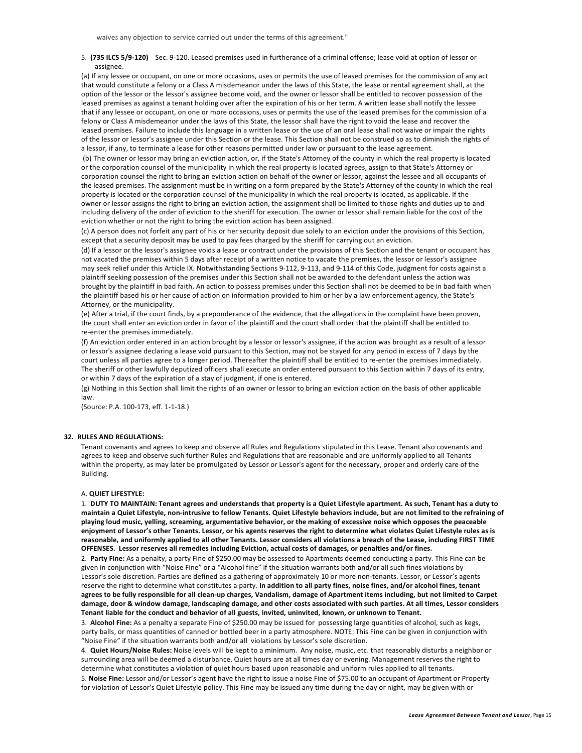waives any objection to service carried out under the terms of this agreement."

5. **(735 ILCS 5/9-120)** Sec. 9-120. Leased premises used in furtherance of a criminal offense; lease void at option of lessor or assignee.

(a) If any lessee or occupant, on one or more occasions, uses or permits the use of leased premises for the commission of any act that would constitute a felony or a Class A misdemeanor under the laws of this State, the lease or rental agreement shall, at the option of the lessor or the lessor's assignee become void, and the owner or lessor shall be entitled to recover possession of the leased premises as against a tenant holding over after the expiration of his or her term. A written lease shall notify the lessee that if any lessee or occupant, on one or more occasions, uses or permits the use of the leased premises for the commission of a felony or Class A misdemeanor under the laws of this State, the lessor shall have the right to void the lease and recover the leased premises. Failure to include this language in a written lease or the use of an oral lease shall not waive or impair the rights of the lessor or lessor's assignee under this Section or the lease. This Section shall not be construed so as to diminish the rights of a lessor, if any, to terminate a lease for other reasons permitted under law or pursuant to the lease agreement.

(b) The owner or lessor may bring an eviction action, or, if the State's Attorney of the county in which the real property is located or the corporation counsel of the municipality in which the real property is located agrees, assign to that State's Attorney or corporation counsel the right to bring an eviction action on behalf of the owner or lessor, against the lessee and all occupants of the leased premises. The assignment must be in writing on a form prepared by the State's Attorney of the county in which the real property is located or the corporation counsel of the municipality in which the real property is located, as applicable. If the owner or lessor assigns the right to bring an eviction action, the assignment shall be limited to those rights and duties up to and including delivery of the order of eviction to the sheriff for execution. The owner or lessor shall remain liable for the cost of the eviction whether or not the right to bring the eviction action has been assigned.

(c) A person does not forfeit any part of his or her security deposit due solely to an eviction under the provisions of this Section, except that a security deposit may be used to pay fees charged by the sheriff for carrying out an eviction.

(d) If a lessor or the lessor's assignee voids a lease or contract under the provisions of this Section and the tenant or occupant has not vacated the premises within 5 days after receipt of a written notice to vacate the premises, the lessor or lessor's assignee may seek relief under this Article IX. Notwithstanding Sections 9-112, 9-113, and 9-114 of this Code, judgment for costs against a plaintiff seeking possession of the premises under this Section shall not be awarded to the defendant unless the action was brought by the plaintiff in bad faith. An action to possess premises under this Section shall not be deemed to be in bad faith when the plaintiff based his or her cause of action on information provided to him or her by a law enforcement agency, the State's Attorney, or the municipality.

(e) After a trial, if the court finds, by a preponderance of the evidence, that the allegations in the complaint have been proven, the court shall enter an eviction order in favor of the plaintiff and the court shall order that the plaintiff shall be entitled to re-enter the premises immediately.

(f) An eviction order entered in an action brought by a lessor or lessor's assignee, if the action was brought as a result of a lessor or lessor's assignee declaring a lease void pursuant to this Section, may not be stayed for any period in excess of 7 days by the court unless all parties agree to a longer period. Thereafter the plaintiff shall be entitled to re-enter the premises immediately. The sheriff or other lawfully deputized officers shall execute an order entered pursuant to this Section within 7 days of its entry, or within 7 days of the expiration of a stay of judgment, if one is entered.

(g) Nothing in this Section shall limit the rights of an owner or lessor to bring an eviction action on the basis of other applicable law.

(Source: P.A. 100-173, eff. 1-1-18.)

**32. RULES AND REGULATIONS:**

Tenant covenants and agrees to keep and observe all Rules and Regulations stipulated in this Lease. Tenant also covenants and agrees to keep and observe such further Rules and Regulations that are reasonable and are uniformly applied to all Tenants within the property, as may later be promulgated by Lessor or Lessor's agent for the necessary, proper and orderly care of the Building.

A. **QUIET LIFESTYLE:**

1. **DUTY TO MAINTAIN: Tenant agrees and understands that property is a Quiet Lifestyle apartment. As such, Tenant has a duty to maintain a Quiet Lifestyle, non-intrusive to fellow Tenants. Quiet Lifestyle behaviors include, but are not limited to the refraining of playing loud music, yelling, screaming, argumentative behavior, or the making of excessive noise which opposes the peaceable enjoyment of Lessor's other Tenants. Lessor, or his agents reserves the right to determine what violates Quiet Lifestyle rules as is reasonable, and uniformly applied to all other Tenants. Lessor considers all violations a breach of the Lease, including FIRST TIME OFFENSES. Lessor reserves all remedies including Eviction, actual costs of damages, or penalties and/or fines.**

2. **Party Fine:** As a penalty, a party Fine of $250.00 may be assessed to Apartments deemed conducting a party. This Fine can be given in conjunction with "Noise Fine" or a "Alcohol fine" if the situation warrants both and/or all such fines violations by Lessor's sole discretion. Parties are defined as a gathering of approximately 10 or more non-tenants. Lessor, or Lessor's agents reserve the right to determine what constitutes a party. **In addition to all party fines, noise fines, and/or alcohol fines, tenant agrees to be fully responsible for all clean-up charges, Vandalism, damage of Apartment items including, but not limited to Carpet damage, door & window damage, landscaping damage, and other costs associated with such parties. At all times, Lessor considers Tenant liable for the conduct and behavior of all guests, invited, uninvited, known, or unknown to Tenant.**

3. **Alcohol Fine:** As a penalty a separate Fine of $250.00 may be issued for possessing large quantities of alcohol, such as kegs, party balls, or mass quantities of canned or bottled beer in a party atmosphere. NOTE: This Fine can be given in conjunction with "Noise Fine" if the situation warrants both and/or all violations by Lessor's sole discretion.

4. **Quiet Hours/Noise Rules:** Noise levels will be kept to a minimum. Any noise, music, etc. that reasonably disturbs a neighbor or surrounding area will be deemed a disturbance. Quiet hours are at all times day or evening. Management reserves the right to determine what constitutes a violation of quiet hours based upon reasonable and uniform rules applied to all tenants.

5. **Noise Fine:** Lessor and/or Lessor's agent have the right to issue a noise Fine of $75.00 to an occupant of Apartment or Property for violation of Lessor's Quiet Lifestyle policy. This Fine may be issued any time during the day or night, may be given with or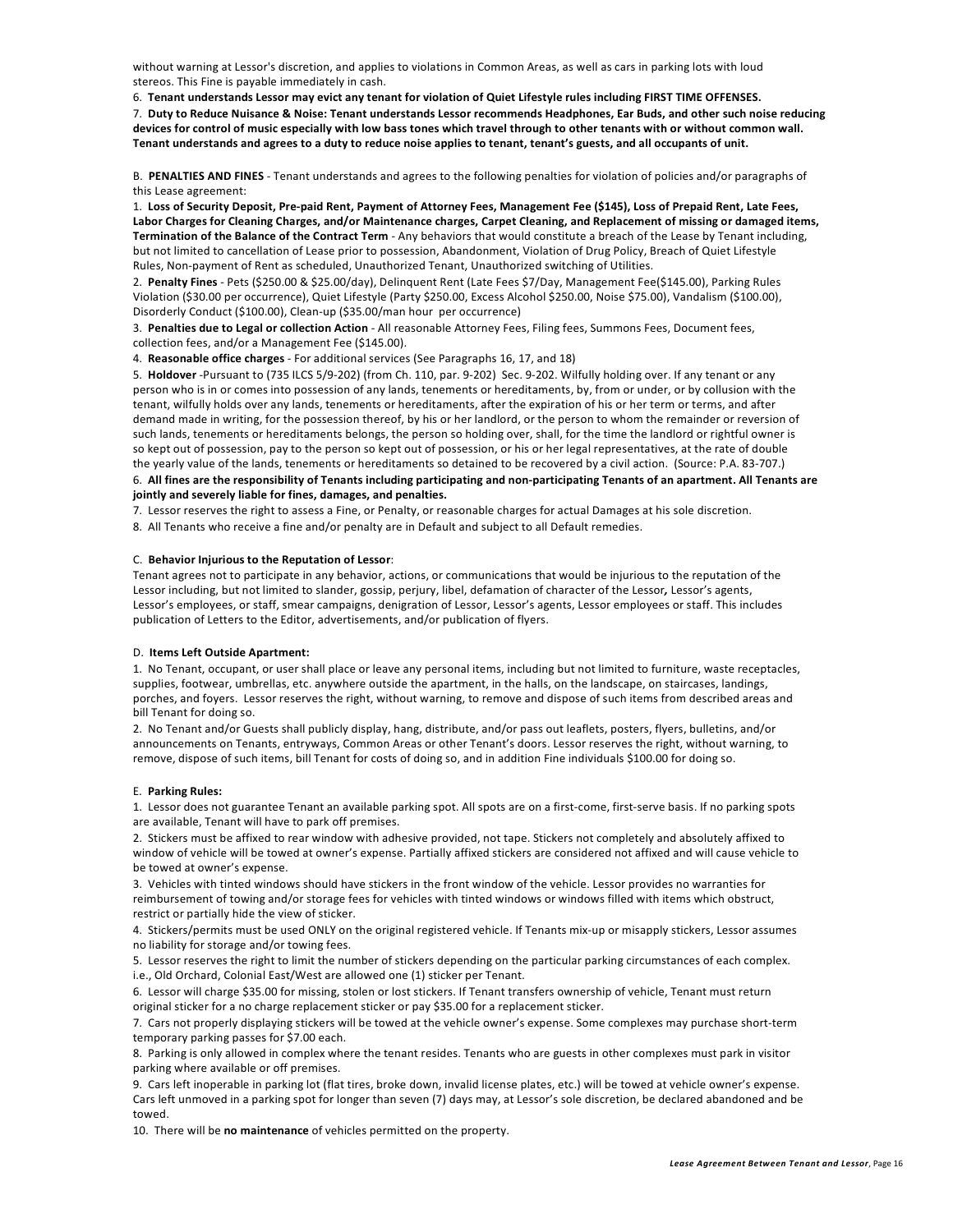without warning at Lessor's discretion, and applies to violations in Common Areas, as well as cars in parking lots with loud stereos. This Fine is payable immediately in cash.

6. **Tenant understands Lessor may evict any tenant for violation of Quiet Lifestyle rules including FIRST TIME OFFENSES.**

7. **Duty to Reduce Nuisance & Noise: Tenant understands Lessor recommends Headphones, Ear Buds, and other such noise reducing devices for control of music especially with low bass tones which travel through to other tenants with or without common wall. Tenant understands and agrees to a duty to reduce noise applies to tenant, tenant's guests, and all occupants of unit.**

B. **PENALTIES AND FINES** - Tenant understands and agrees to the following penalties for violation of policies and/or paragraphs of this Lease agreement:

1. **Loss of Security Deposit, Pre-paid Rent, Payment of Attorney Fees, Management Fee ($145), Loss of Prepaid Rent, Late Fees, Labor Charges for Cleaning Charges, and/or Maintenance charges, Carpet Cleaning, and Replacement of missing or damaged items, Termination of the Balance of the Contract Term** - Any behaviors that would constitute a breach of the Lease by Tenant including, but not limited to cancellation of Lease prior to possession, Abandonment, Violation of Drug Policy, Breach of Quiet Lifestyle Rules, Non-payment of Rent as scheduled, Unauthorized Tenant, Unauthorized switching of Utilities.

2. **Penalty Fines** - Pets ($250.00 & $25.00/day), Delinquent Rent (Late Fees $7/Day, Management Fee($145.00), Parking Rules Violation ($30.00 per occurrence), Quiet Lifestyle (Party $250.00, Excess Alcohol $250.00, Noise $75.00), Vandalism ($100.00), Disorderly Conduct ($100.00), Clean-up ($35.00/man hour per occurrence)

3. **Penalties due to Legal or collection Action** - All reasonable Attorney Fees, Filing fees, Summons Fees, Document fees, collection fees, and/or a Management Fee ($145.00).

4. **Reasonable office charges** - For additional services (See Paragraphs 16, 17, and 18)

5. **Holdover** -Pursuant to (735 ILCS 5/9-202) (from Ch. 110, par. 9-202) Sec. 9-202. Wilfully holding over. If any tenant or any person who is in or comes into possession of any lands, tenements or hereditaments, by, from or under, or by collusion with the tenant, wilfully holds over any lands, tenements or hereditaments, after the expiration of his or her term or terms, and after demand made in writing, for the possession thereof, by his or her landlord, or the person to whom the remainder or reversion of such lands, tenements or hereditaments belongs, the person so holding over, shall, for the time the landlord or rightful owner is so kept out of possession, pay to the person so kept out of possession, or his or her legal representatives, at the rate of double the yearly value of the lands, tenements or hereditaments so detained to be recovered by a civil action. (Source: P.A. 83-707.)

6. **All fines are the responsibility of Tenants including participating and non-participating Tenants of an apartment. All Tenants are jointly and severely liable for fines, damages, and penalties.**

7. Lessor reserves the right to assess a Fine, or Penalty, or reasonable charges for actual Damages at his sole discretion.

8. All Tenants who receive a fine and/or penalty are in Default and subject to all Default remedies.

C. **Behavior Injurious to the Reputation of Lessor**:

Tenant agrees not to participate in any behavior, actions, or communications that would be injurious to the reputation of the Lessor including, but not limited to slander, gossip, perjury, libel, defamation of character of the Lessor***,*** Lessor's agents, Lessor's employees, or staff, smear campaigns, denigration of Lessor, Lessor's agents, Lessor employees or staff. This includes publication of Letters to the Editor, advertisements, and/or publication of flyers.

D. **Items Left Outside Apartment:**

1. No Tenant, occupant, or user shall place or leave any personal items, including but not limited to furniture, waste receptacles, supplies, footwear, umbrellas, etc. anywhere outside the apartment, in the halls, on the landscape, on staircases, landings, porches, and foyers. Lessor reserves the right, without warning, to remove and dispose of such items from described areas and bill Tenant for doing so.

2. No Tenant and/or Guests shall publicly display, hang, distribute, and/or pass out leaflets, posters, flyers, bulletins, and/or announcements on Tenants, entryways, Common Areas or other Tenant's doors. Lessor reserves the right, without warning, to remove, dispose of such items, bill Tenant for costs of doing so, and in addition Fine individuals $100.00 for doing so.

E. **Parking Rules:**

1. Lessor does not guarantee Tenant an available parking spot. All spots are on a first-come, first-serve basis. If no parking spots are available, Tenant will have to park off premises.

2. Stickers must be affixed to rear window with adhesive provided, not tape. Stickers not completely and absolutely affixed to window of vehicle will be towed at owner's expense. Partially affixed stickers are considered not affixed and will cause vehicle to be towed at owner's expense.

3. Vehicles with tinted windows should have stickers in the front window of the vehicle. Lessor provides no warranties for reimbursement of towing and/or storage fees for vehicles with tinted windows or windows filled with items which obstruct, restrict or partially hide the view of sticker.

4. Stickers/permits must be used ONLY on the original registered vehicle. If Tenants mix-up or misapply stickers, Lessor assumes no liability for storage and/or towing fees.

5. Lessor reserves the right to limit the number of stickers depending on the particular parking circumstances of each complex. i.e., Old Orchard, Colonial East/West are allowed one (1) sticker per Tenant.

6. Lessor will charge $35.00 for missing, stolen or lost stickers. If Tenant transfers ownership of vehicle, Tenant must return original sticker for a no charge replacement sticker or pay $35.00 for a replacement sticker.

7. Cars not properly displaying stickers will be towed at the vehicle owner's expense. Some complexes may purchase short-term temporary parking passes for $7.00 each.

8. Parking is only allowed in complex where the tenant resides. Tenants who are guests in other complexes must park in visitor parking where available or off premises.

9. Cars left inoperable in parking lot (flat tires, broke down, invalid license plates, etc.) will be towed at vehicle owner's expense. Cars left unmoved in a parking spot for longer than seven (7) days may, at Lessor's sole discretion, be declared abandoned and be towed.

10. There will be **no maintenance** of vehicles permitted on the property.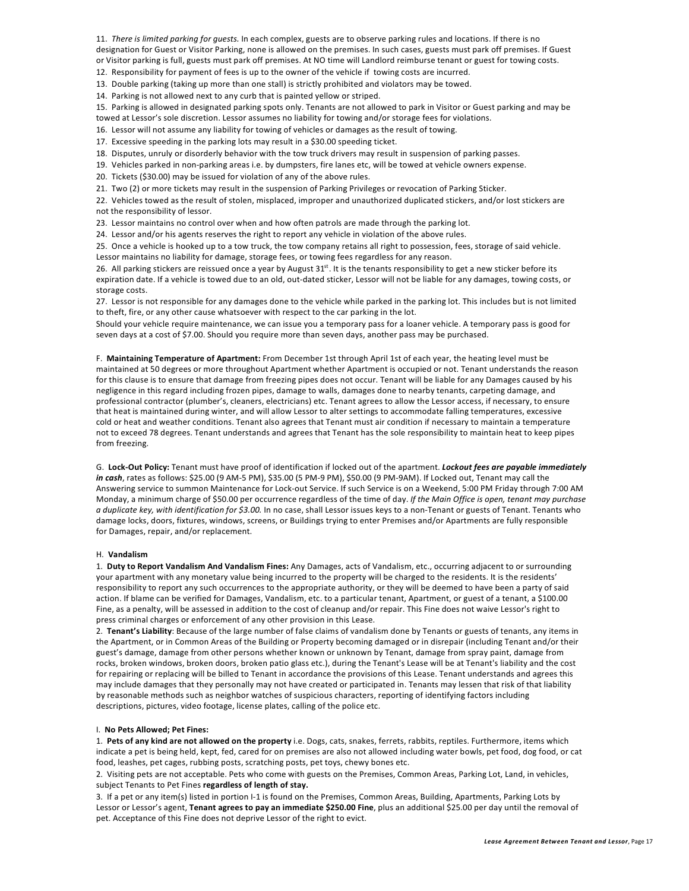11. *There is limited parking for guests.* In each complex, guests are to observe parking rules and locations. If there is no designation for Guest or Visitor Parking, none is allowed on the premises. In such cases, guests must park off premises. If Guest or Visitor parking is full, guests must park off premises. At NO time will Landlord reimburse tenant or guest for towing costs.
12. Responsibility for payment of fees is up to the owner of the vehicle if towing costs are incurred.
13. Double parking (taking up more than one stall) is strictly prohibited and violators may be towed.
14. Parking is not allowed next to any curb that is painted yellow or striped.
15. Parking is allowed in designated parking spots only. Tenants are not allowed to park in Visitor or Guest parking and may be towed at Lessor's sole discretion. Lessor assumes no liability for towing and/or storage fees for violations.
16. Lessor will not assume any liability for towing of vehicles or damages as the result of towing.
17. Excessive speeding in the parking lots may result in a $30.00 speeding ticket.
18. Disputes, unruly or disorderly behavior with the tow truck drivers may result in suspension of parking passes.
19. Vehicles parked in non-parking areas i.e. by dumpsters, fire lanes etc, will be towed at vehicle owners expense.
20. Tickets ($30.00) may be issued for violation of any of the above rules.
21. Two (2) or more tickets may result in the suspension of Parking Privileges or revocation of Parking Sticker.
22. Vehicles towed as the result of stolen, misplaced, improper and unauthorized duplicated stickers, and/or lost stickers are not the responsibility of lessor.
23. Lessor maintains no control over when and how often patrols are made through the parking lot.
24. Lessor and/or his agents reserves the right to report any vehicle in violation of the above rules.
25. Once a vehicle is hooked up to a tow truck, the tow company retains all right to possession, fees, storage of said vehicle. Lessor maintains no liability for damage, storage fees, or towing fees regardless for any reason.
26. All parking stickers are reissued once a year by August 31st. It is the tenants responsibility to get a new sticker before its expiration date. If a vehicle is towed due to an old, out-dated sticker, Lessor will not be liable for any damages, towing costs, or storage costs.
27. Lessor is not responsible for any damages done to the vehicle while parked in the parking lot. This includes but is not limited to theft, fire, or any other cause whatsoever with respect to the car parking in the lot.

Should your vehicle require maintenance, we can issue you a temporary pass for a loaner vehicle. A temporary pass is good for seven days at a cost of $7.00. Should you require more than seven days, another pass may be purchased.

F. **Maintaining Temperature of Apartment:** From December 1st through April 1st of each year, the heating level must be maintained at 50 degrees or more throughout Apartment whether Apartment is occupied or not. Tenant understands the reason for this clause is to ensure that damage from freezing pipes does not occur. Tenant will be liable for any Damages caused by his negligence in this regard including frozen pipes, damage to walls, damages done to nearby tenants, carpeting damage, and professional contractor (plumber's, cleaners, electricians) etc. Tenant agrees to allow the Lessor access, if necessary, to ensure that heat is maintained during winter, and will allow Lessor to alter settings to accommodate falling temperatures, excessive cold or heat and weather conditions. Tenant also agrees that Tenant must air condition if necessary to maintain a temperature not to exceed 78 degrees. Tenant understands and agrees that Tenant has the sole responsibility to maintain heat to keep pipes from freezing.

G. **Lock-Out Policy:** Tenant must have proof of identification if locked out of the apartment. ***Lockout fees are payable immediately in cash***, rates as follows: $25.00 (9 AM-5 PM), $35.00 (5 PM-9 PM), $50.00 (9 PM-9AM). If Locked out, Tenant may call the Answering service to summon Maintenance for Lock-out Service. If such Service is on a Weekend, 5:00 PM Friday through 7:00 AM Monday, a minimum charge of $50.00 per occurrence regardless of the time of day. *If the Main Office is open, tenant may purchase a duplicate key, with identification for $3.00.* In no case, shall Lessor issues keys to a non-Tenant or guests of Tenant. Tenants who damage locks, doors, fixtures, windows, screens, or Buildings trying to enter Premises and/or Apartments are fully responsible for Damages, repair, and/or replacement.

H. **Vandalism**

1. **Duty to Report Vandalism And Vandalism Fines:** Any Damages, acts of Vandalism, etc., occurring adjacent to or surrounding your apartment with any monetary value being incurred to the property will be charged to the residents. It is the residents' responsibility to report any such occurrences to the appropriate authority, or they will be deemed to have been a party of said action. If blame can be verified for Damages, Vandalism, etc. to a particular tenant, Apartment, or guest of a tenant, a $100.00 Fine, as a penalty, will be assessed in addition to the cost of cleanup and/or repair. This Fine does not waive Lessor's right to press criminal charges or enforcement of any other provision in this Lease.
2. **Tenant's Liability**: Because of the large number of false claims of vandalism done by Tenants or guests of tenants, any items in the Apartment, or in Common Areas of the Building or Property becoming damaged or in disrepair (including Tenant and/or their guest's damage, damage from other persons whether known or unknown by Tenant, damage from spray paint, damage from rocks, broken windows, broken doors, broken patio glass etc.), during the Tenant's Lease will be at Tenant's liability and the cost for repairing or replacing will be billed to Tenant in accordance the provisions of this Lease. Tenant understands and agrees this may include damages that they personally may not have created or participated in. Tenants may lessen that liability by reasonable methods such as neighbor watches of suspicious characters, reporting of identifying factors including descriptions, pictures, video footage, license plates, calling of the police etc.

I. **No Pets Allowed; Pet Fines:**

1. **Pets of any kind are not allowed on the property** i.e. Dogs, cats, snakes, ferrets, rabbits, reptiles. Furthermore, items which indicate a pet is being held, kept, fed, cared for on premises are also not allowed including water bowls, pet food, dog food, or cat food, leashes, pet cages, rubbing posts, scratching posts, pet toys, chewy bones etc.
2. Visiting pets are not acceptable. Pets who come with guests on the Premises, Common Areas, Parking Lot, Land, in vehicles, subject Tenants to Pet Fines **regardless of length of stay.**
3. If a pet or any item(s) listed in portion I-1 is found on the Premises, Common Areas, Building, Apartments, Parking Lots by Lessor or Lessor's agent, **Tenant agrees to pay an immediate $250.00 Fine**, plus an additional $25.00 per day until the removal of pet. Acceptance of this Fine does not deprive Lessor of the right to evict.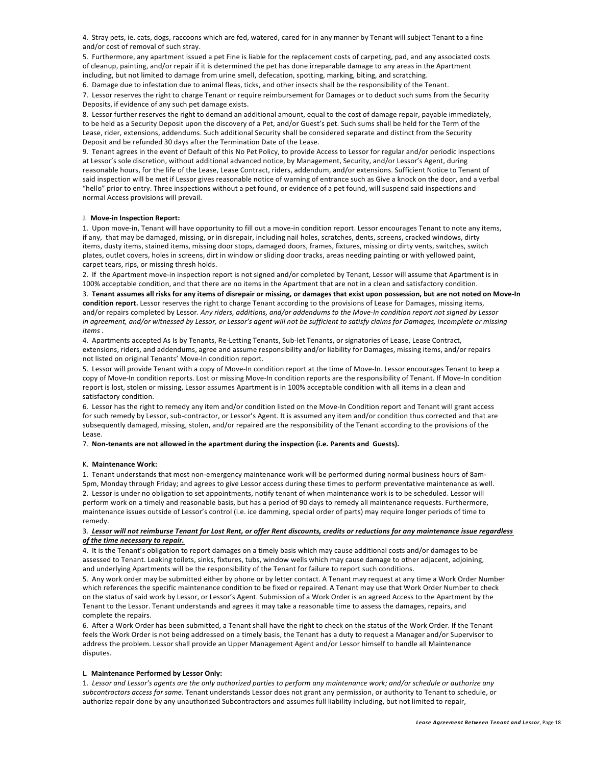4. Stray pets, ie. cats, dogs, raccoons which are fed, watered, cared for in any manner by Tenant will subject Tenant to a fine and/or cost of removal of such stray.

5. Furthermore, any apartment issued a pet Fine is liable for the replacement costs of carpeting, pad, and any associated costs of cleanup, painting, and/or repair if it is determined the pet has done irreparable damage to any areas in the Apartment including, but not limited to damage from urine smell, defecation, spotting, marking, biting, and scratching.

6. Damage due to infestation due to animal fleas, ticks, and other insects shall be the responsibility of the Tenant.

7. Lessor reserves the right to charge Tenant or require reimbursement for Damages or to deduct such sums from the Security Deposits, if evidence of any such pet damage exists.

8. Lessor further reserves the right to demand an additional amount, equal to the cost of damage repair, payable immediately, to be held as a Security Deposit upon the discovery of a Pet, and/or Guest's pet. Such sums shall be held for the Term of the Lease, rider, extensions, addendums. Such additional Security shall be considered separate and distinct from the Security Deposit and be refunded 30 days after the Termination Date of the Lease.

9. Tenant agrees in the event of Default of this No Pet Policy, to provide Access to Lessor for regular and/or periodic inspections at Lessor's sole discretion, without additional advanced notice, by Management, Security, and/or Lessor's Agent, during reasonable hours, for the life of the Lease, Lease Contract, riders, addendum, and/or extensions. Sufficient Notice to Tenant of said inspection will be met if Lessor gives reasonable notice of warning of entrance such as Give a knock on the door, and a verbal "hello" prior to entry. Three inspections without a pet found, or evidence of a pet found, will suspend said inspections and normal Access provisions will prevail.

J. **Move-in Inspection Report:**

1. Upon move-in, Tenant will have opportunity to fill out a move-in condition report. Lessor encourages Tenant to note any items, if any, that may be damaged, missing, or in disrepair, including nail holes, scratches, dents, screens, cracked windows, dirty items, dusty items, stained items, missing door stops, damaged doors, frames, fixtures, missing or dirty vents, switches, switch plates, outlet covers, holes in screens, dirt in window or sliding door tracks, areas needing painting or with yellowed paint, carpet tears, rips, or missing thresh holds.

2. If the Apartment move-in inspection report is not signed and/or completed by Tenant, Lessor will assume that Apartment is in 100% acceptable condition, and that there are no items in the Apartment that are not in a clean and satisfactory condition.

3. **Tenant assumes all risks for any items of disrepair or missing, or damages that exist upon possession, but are not noted on Move-In condition report.** Lessor reserves the right to charge Tenant according to the provisions of Lease for Damages, missing items, and/or repairs completed by Lessor. *Any riders, additions, and/or addendums to the Move-In condition report not signed by Lessor in agreement, and/or witnessed by Lessor, or Lessor's agent will not be sufficient to satisfy claims for Damages, incomplete or missing items* .

4. Apartments accepted As Is by Tenants, Re-Letting Tenants, Sub-let Tenants, or signatories of Lease, Lease Contract, extensions, riders, and addendums, agree and assume responsibility and/or liability for Damages, missing items, and/or repairs not listed on original Tenants' Move-In condition report.

5. Lessor will provide Tenant with a copy of Move-In condition report at the time of Move-In. Lessor encourages Tenant to keep a copy of Move-In condition reports. Lost or missing Move-In condition reports are the responsibility of Tenant. If Move-In condition report is lost, stolen or missing, Lessor assumes Apartment is in 100% acceptable condition with all items in a clean and satisfactory condition.

6. Lessor has the right to remedy any item and/or condition listed on the Move-In Condition report and Tenant will grant access for such remedy by Lessor, sub-contractor, or Lessor's Agent. It is assumed any item and/or condition thus corrected and that are subsequently damaged, missing, stolen, and/or repaired are the responsibility of the Tenant according to the provisions of the Lease.

7. **Non-tenants are not allowed in the apartment during the inspection (i.e. Parents and Guests).**

K. **Maintenance Work:**

1. Tenant understands that most non-emergency maintenance work will be performed during normal business hours of 8am-5pm, Monday through Friday; and agrees to give Lessor access during these times to perform preventative maintenance as well.

2. Lessor is under no obligation to set appointments, notify tenant of when maintenance work is to be scheduled. Lessor will perform work on a timely and reasonable basis, but has a period of 90 days to remedy all maintenance requests. Furthermore, maintenance issues outside of Lessor's control (i.e. ice damming, special order of parts) may require longer periods of time to remedy.

3. ***Lessor will not reimburse Tenant for Lost Rent, or offer Rent discounts, credits or reductions for any maintenance issue regardless of the time necessary to repair.***

4. It is the Tenant's obligation to report damages on a timely basis which may cause additional costs and/or damages to be assessed to Tenant. Leaking toilets, sinks, fixtures, tubs, window wells which may cause damage to other adjacent, adjoining, and underlying Apartments will be the responsibility of the Tenant for failure to report such conditions.

5. Any work order may be submitted either by phone or by letter contact. A Tenant may request at any time a Work Order Number which references the specific maintenance condition to be fixed or repaired. A Tenant may use that Work Order Number to check on the status of said work by Lessor, or Lessor's Agent. Submission of a Work Order is an agreed Access to the Apartment by the Tenant to the Lessor. Tenant understands and agrees it may take a reasonable time to assess the damages, repairs, and complete the repairs.

6. After a Work Order has been submitted, a Tenant shall have the right to check on the status of the Work Order. If the Tenant feels the Work Order is not being addressed on a timely basis, the Tenant has a duty to request a Manager and/or Supervisor to address the problem. Lessor shall provide an Upper Management Agent and/or Lessor himself to handle all Maintenance disputes.

L. **Maintenance Performed by Lessor Only:**

1. *Lessor and Lessor's agents are the only authorized parties to perform any maintenance work; and/or schedule or authorize any subcontractors access for same.* Tenant understands Lessor does not grant any permission, or authority to Tenant to schedule, or authorize repair done by any unauthorized Subcontractors and assumes full liability including, but not limited to repair,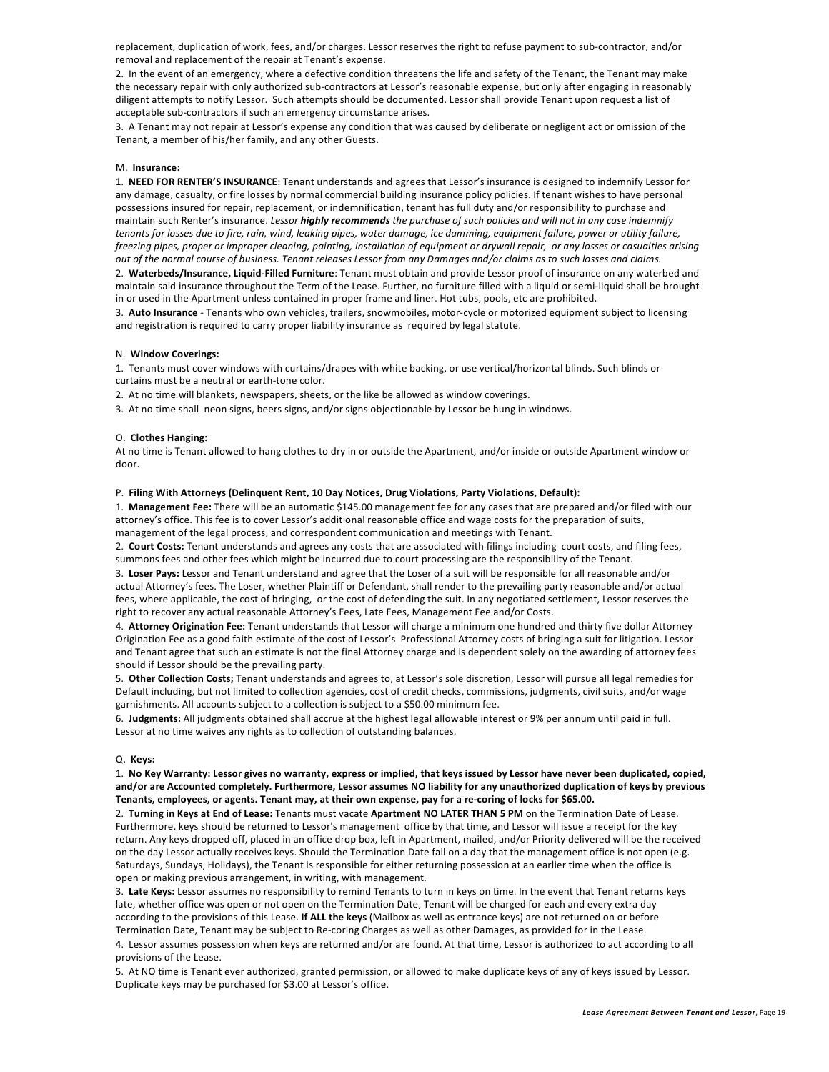replacement, duplication of work, fees, and/or charges. Lessor reserves the right to refuse payment to sub-contractor, and/or removal and replacement of the repair at Tenant's expense.

2. In the event of an emergency, where a defective condition threatens the life and safety of the Tenant, the Tenant may make the necessary repair with only authorized sub-contractors at Lessor's reasonable expense, but only after engaging in reasonably diligent attempts to notify Lessor. Such attempts should be documented. Lessor shall provide Tenant upon request a list of acceptable sub-contractors if such an emergency circumstance arises.

3. A Tenant may not repair at Lessor's expense any condition that was caused by deliberate or negligent act or omission of the Tenant, a member of his/her family, and any other Guests.

M. **Insurance:**

1. **NEED FOR RENTER'S INSURANCE**: Tenant understands and agrees that Lessor's insurance is designed to indemnify Lessor for any damage, casualty, or fire losses by normal commercial building insurance policy policies. If tenant wishes to have personal possessions insured for repair, replacement, or indemnification, tenant has full duty and/or responsibility to purchase and maintain such Renter's insurance. *Lessor **highly recommends** the purchase of such policies and will not in any case indemnify tenants for losses due to fire, rain, wind, leaking pipes, water damage, ice damming, equipment failure, power or utility failure, freezing pipes, proper or improper cleaning, painting, installation of equipment or drywall repair, or any losses or casualties arising out of the normal course of business. Tenant releases Lessor from any Damages and/or claims as to such losses and claims.*

2. **Waterbeds/Insurance, Liquid-Filled Furniture**: Tenant must obtain and provide Lessor proof of insurance on any waterbed and maintain said insurance throughout the Term of the Lease. Further, no furniture filled with a liquid or semi-liquid shall be brought in or used in the Apartment unless contained in proper frame and liner. Hot tubs, pools, etc are prohibited.

3. **Auto Insurance** - Tenants who own vehicles, trailers, snowmobiles, motor-cycle or motorized equipment subject to licensing and registration is required to carry proper liability insurance as required by legal statute.

N. **Window Coverings:**

1. Tenants must cover windows with curtains/drapes with white backing, or use vertical/horizontal blinds. Such blinds or curtains must be a neutral or earth-tone color.

2. At no time will blankets, newspapers, sheets, or the like be allowed as window coverings.

3. At no time shall neon signs, beers signs, and/or signs objectionable by Lessor be hung in windows.

O. **Clothes Hanging:**

At no time is Tenant allowed to hang clothes to dry in or outside the Apartment, and/or inside or outside Apartment window or door.

P. **Filing With Attorneys (Delinquent Rent, 10 Day Notices, Drug Violations, Party Violations, Default):**

1. **Management Fee:** There will be an automatic $145.00 management fee for any cases that are prepared and/or filed with our attorney's office. This fee is to cover Lessor's additional reasonable office and wage costs for the preparation of suits, management of the legal process, and correspondent communication and meetings with Tenant.

2. **Court Costs:** Tenant understands and agrees any costs that are associated with filings including court costs, and filing fees, summons fees and other fees which might be incurred due to court processing are the responsibility of the Tenant.

3. **Loser Pays:** Lessor and Tenant understand and agree that the Loser of a suit will be responsible for all reasonable and/or actual Attorney's fees. The Loser, whether Plaintiff or Defendant, shall render to the prevailing party reasonable and/or actual fees, where applicable, the cost of bringing, or the cost of defending the suit. In any negotiated settlement, Lessor reserves the right to recover any actual reasonable Attorney's Fees, Late Fees, Management Fee and/or Costs.

4. **Attorney Origination Fee:** Tenant understands that Lessor will charge a minimum one hundred and thirty five dollar Attorney Origination Fee as a good faith estimate of the cost of Lessor's Professional Attorney costs of bringing a suit for litigation. Lessor and Tenant agree that such an estimate is not the final Attorney charge and is dependent solely on the awarding of attorney fees should if Lessor should be the prevailing party.

5. **Other Collection Costs;** Tenant understands and agrees to, at Lessor's sole discretion, Lessor will pursue all legal remedies for Default including, but not limited to collection agencies, cost of credit checks, commissions, judgments, civil suits, and/or wage garnishments. All accounts subject to a collection is subject to a $50.00 minimum fee.

6. **Judgments:** All judgments obtained shall accrue at the highest legal allowable interest or 9% per annum until paid in full. Lessor at no time waives any rights as to collection of outstanding balances.

Q. **Keys:**

1. **No Key Warranty: Lessor gives no warranty, express or implied, that keys issued by Lessor have never been duplicated, copied, and/or are Accounted completely. Furthermore, Lessor assumes NO liability for any unauthorized duplication of keys by previous Tenants, employees, or agents. Tenant may, at their own expense, pay for a re-coring of locks for $65.00.**

2. **Turning in Keys at End of Lease:** Tenants must vacate **Apartment NO LATER THAN 5 PM** on the Termination Date of Lease. Furthermore, keys should be returned to Lessor's management office by that time, and Lessor will issue a receipt for the key return. Any keys dropped off, placed in an office drop box, left in Apartment, mailed, and/or Priority delivered will be the received on the day Lessor actually receives keys. Should the Termination Date fall on a day that the management office is not open (e.g. Saturdays, Sundays, Holidays), the Tenant is responsible for either returning possession at an earlier time when the office is open or making previous arrangement, in writing, with management.

3. **Late Keys:** Lessor assumes no responsibility to remind Tenants to turn in keys on time. In the event that Tenant returns keys late, whether office was open or not open on the Termination Date, Tenant will be charged for each and every extra day according to the provisions of this Lease. **If ALL the keys** (Mailbox as well as entrance keys) are not returned on or before Termination Date, Tenant may be subject to Re-coring Charges as well as other Damages, as provided for in the Lease.

4. Lessor assumes possession when keys are returned and/or are found. At that time, Lessor is authorized to act according to all provisions of the Lease.

5. At NO time is Tenant ever authorized, granted permission, or allowed to make duplicate keys of any of keys issued by Lessor. Duplicate keys may be purchased for $3.00 at Lessor's office.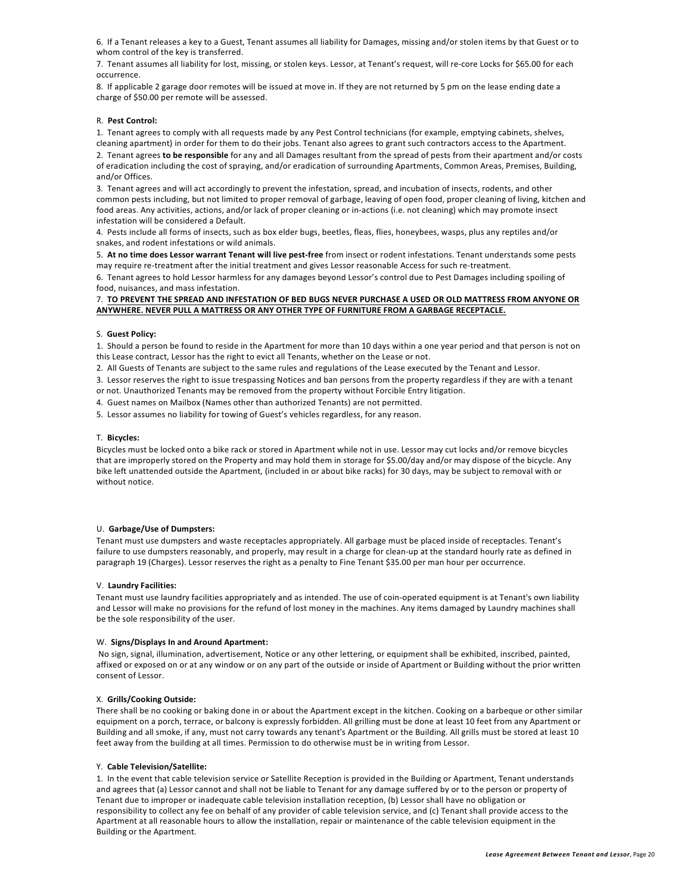6. If a Tenant releases a key to a Guest, Tenant assumes all liability for Damages, missing and/or stolen items by that Guest or to whom control of the key is transferred.

7. Tenant assumes all liability for lost, missing, or stolen keys. Lessor, at Tenant's request, will re-core Locks for $65.00 for each occurrence.

8. If applicable 2 garage door remotes will be issued at move in. If they are not returned by 5 pm on the lease ending date a charge of $50.00 per remote will be assessed.

R. **Pest Control:**

1. Tenant agrees to comply with all requests made by any Pest Control technicians (for example, emptying cabinets, shelves, cleaning apartment) in order for them to do their jobs. Tenant also agrees to grant such contractors access to the Apartment.

2. Tenant agrees **to be responsible** for any and all Damages resultant from the spread of pests from their apartment and/or costs of eradication including the cost of spraying, and/or eradication of surrounding Apartments, Common Areas, Premises, Building, and/or Offices.

3. Tenant agrees and will act accordingly to prevent the infestation, spread, and incubation of insects, rodents, and other common pests including, but not limited to proper removal of garbage, leaving of open food, proper cleaning of living, kitchen and food areas. Any activities, actions, and/or lack of proper cleaning or in-actions (i.e. not cleaning) which may promote insect infestation will be considered a Default.

4. Pests include all forms of insects, such as box elder bugs, beetles, fleas, flies, honeybees, wasps, plus any reptiles and/or snakes, and rodent infestations or wild animals.

5. **At no time does Lessor warrant Tenant will live pest-free** from insect or rodent infestations. Tenant understands some pests may require re-treatment after the initial treatment and gives Lessor reasonable Access for such re-treatment.

6. Tenant agrees to hold Lessor harmless for any damages beyond Lessor's control due to Pest Damages including spoiling of food, nuisances, and mass infestation.

7. **<u>TO PREVENT THE SPREAD AND INFESTATION OF BED BUGS NEVER PURCHASE A USED OR OLD MATTRESS FROM ANYONE OR ANYWHERE. NEVER PULL A MATTRESS OR ANY OTHER TYPE OF FURNITURE FROM A GARBAGE RECEPTACLE.</u>**

S. **Guest Policy:**

1. Should a person be found to reside in the Apartment for more than 10 days within a one year period and that person is not on this Lease contract, Lessor has the right to evict all Tenants, whether on the Lease or not.

2. All Guests of Tenants are subject to the same rules and regulations of the Lease executed by the Tenant and Lessor.

3. Lessor reserves the right to issue trespassing Notices and ban persons from the property regardless if they are with a tenant or not. Unauthorized Tenants may be removed from the property without Forcible Entry litigation.

4. Guest names on Mailbox (Names other than authorized Tenants) are not permitted.

5. Lessor assumes no liability for towing of Guest's vehicles regardless, for any reason.

T. **Bicycles:**

Bicycles must be locked onto a bike rack or stored in Apartment while not in use. Lessor may cut locks and/or remove bicycles that are improperly stored on the Property and may hold them in storage for $5.00/day and/or may dispose of the bicycle. Any bike left unattended outside the Apartment, (included in or about bike racks) for 30 days, may be subject to removal with or without notice.

U. **Garbage/Use of Dumpsters:**

Tenant must use dumpsters and waste receptacles appropriately. All garbage must be placed inside of receptacles. Tenant's failure to use dumpsters reasonably, and properly, may result in a charge for clean-up at the standard hourly rate as defined in paragraph 19 (Charges). Lessor reserves the right as a penalty to Fine Tenant $35.00 per man hour per occurrence.

V. **Laundry Facilities:**

Tenant must use laundry facilities appropriately and as intended. The use of coin-operated equipment is at Tenant's own liability and Lessor will make no provisions for the refund of lost money in the machines. Any items damaged by Laundry machines shall be the sole responsibility of the user.

W. **Signs/Displays In and Around Apartment:**

No sign, signal, illumination, advertisement, Notice or any other lettering, or equipment shall be exhibited, inscribed, painted, affixed or exposed on or at any window or on any part of the outside or inside of Apartment or Building without the prior written consent of Lessor.

X. **Grills/Cooking Outside:**

There shall be no cooking or baking done in or about the Apartment except in the kitchen. Cooking on a barbeque or other similar equipment on a porch, terrace, or balcony is expressly forbidden. All grilling must be done at least 10 feet from any Apartment or Building and all smoke, if any, must not carry towards any tenant's Apartment or the Building. All grills must be stored at least 10 feet away from the building at all times. Permission to do otherwise must be in writing from Lessor.

Y. **Cable Television/Satellite:**

1. In the event that cable television service or Satellite Reception is provided in the Building or Apartment, Tenant understands and agrees that (a) Lessor cannot and shall not be liable to Tenant for any damage suffered by or to the person or property of Tenant due to improper or inadequate cable television installation reception, (b) Lessor shall have no obligation or responsibility to collect any fee on behalf of any provider of cable television service, and (c) Tenant shall provide access to the Apartment at all reasonable hours to allow the installation, repair or maintenance of the cable television equipment in the Building or the Apartment.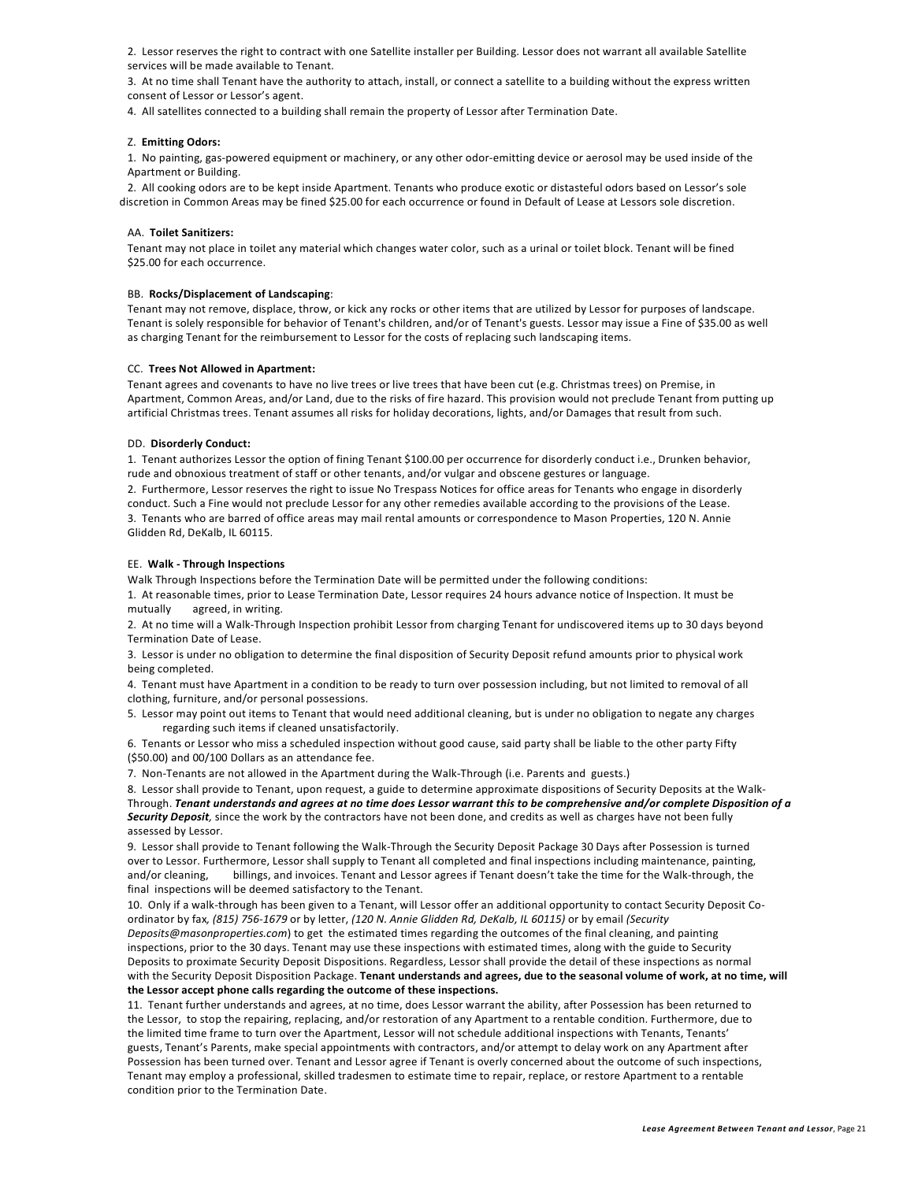2. Lessor reserves the right to contract with one Satellite installer per Building. Lessor does not warrant all available Satellite services will be made available to Tenant.

3. At no time shall Tenant have the authority to attach, install, or connect a satellite to a building without the express written consent of Lessor or Lessor's agent.

4. All satellites connected to a building shall remain the property of Lessor after Termination Date.

Z. **Emitting Odors:**

1. No painting, gas-powered equipment or machinery, or any other odor-emitting device or aerosol may be used inside of the Apartment or Building.

2. All cooking odors are to be kept inside Apartment. Tenants who produce exotic or distasteful odors based on Lessor's sole discretion in Common Areas may be fined $25.00 for each occurrence or found in Default of Lease at Lessors sole discretion.

AA. **Toilet Sanitizers:**

Tenant may not place in toilet any material which changes water color, such as a urinal or toilet block. Tenant will be fined $25.00 for each occurrence.

BB. **Rocks/Displacement of Landscaping**:

Tenant may not remove, displace, throw, or kick any rocks or other items that are utilized by Lessor for purposes of landscape. Tenant is solely responsible for behavior of Tenant's children, and/or of Tenant's guests. Lessor may issue a Fine of $35.00 as well as charging Tenant for the reimbursement to Lessor for the costs of replacing such landscaping items.

CC. **Trees Not Allowed in Apartment:**

Tenant agrees and covenants to have no live trees or live trees that have been cut (e.g. Christmas trees) on Premise, in Apartment, Common Areas, and/or Land, due to the risks of fire hazard. This provision would not preclude Tenant from putting up artificial Christmas trees. Tenant assumes all risks for holiday decorations, lights, and/or Damages that result from such.

DD. **Disorderly Conduct:**

1. Tenant authorizes Lessor the option of fining Tenant $100.00 per occurrence for disorderly conduct i.e., Drunken behavior, rude and obnoxious treatment of staff or other tenants, and/or vulgar and obscene gestures or language.

2. Furthermore, Lessor reserves the right to issue No Trespass Notices for office areas for Tenants who engage in disorderly conduct. Such a Fine would not preclude Lessor for any other remedies available according to the provisions of the Lease.

3. Tenants who are barred of office areas may mail rental amounts or correspondence to Mason Properties, 120 N. Annie Glidden Rd, DeKalb, IL 60115.

EE. **Walk - Through Inspections**

Walk Through Inspections before the Termination Date will be permitted under the following conditions:

1. At reasonable times, prior to Lease Termination Date, Lessor requires 24 hours advance notice of Inspection. It must be mutually agreed, in writing.

2. At no time will a Walk-Through Inspection prohibit Lessor from charging Tenant for undiscovered items up to 30 days beyond Termination Date of Lease.

3. Lessor is under no obligation to determine the final disposition of Security Deposit refund amounts prior to physical work being completed.

4. Tenant must have Apartment in a condition to be ready to turn over possession including, but not limited to removal of all clothing, furniture, and/or personal possessions.

5. Lessor may point out items to Tenant that would need additional cleaning, but is under no obligation to negate any charges regarding such items if cleaned unsatisfactorily.

6. Tenants or Lessor who miss a scheduled inspection without good cause, said party shall be liable to the other party Fifty ($50.00) and 00/100 Dollars as an attendance fee.

7. Non-Tenants are not allowed in the Apartment during the Walk-Through (i.e. Parents and guests.)

8. Lessor shall provide to Tenant, upon request, a guide to determine approximate dispositions of Security Deposits at the Walk-Through. ***Tenant understands and agrees at no time does Lessor warrant this to be comprehensive and/or complete Disposition of a Security Deposit,*** since the work by the contractors have not been done, and credits as well as charges have not been fully assessed by Lessor.

9. Lessor shall provide to Tenant following the Walk-Through the Security Deposit Package 30 Days after Possession is turned over to Lessor. Furthermore, Lessor shall supply to Tenant all completed and final inspections including maintenance, painting, and/or cleaning, billings, and invoices. Tenant and Lessor agrees if Tenant doesn't take the time for the Walk-through, the final inspections will be deemed satisfactory to the Tenant.

10. Only if a walk-through has been given to a Tenant, will Lessor offer an additional opportunity to contact Security Deposit Co-ordinator by fax*, (815) 756-1679* or by letter, *(120 N. Annie Glidden Rd, DeKalb, IL 60115)* or by email *(Security Deposits@masonproperties.com*) to get the estimated times regarding the outcomes of the final cleaning, and painting inspections, prior to the 30 days. Tenant may use these inspections with estimated times, along with the guide to Security Deposits to proximate Security Deposit Dispositions. Regardless, Lessor shall provide the detail of these inspections as normal with the Security Deposit Disposition Package. **Tenant understands and agrees, due to the seasonal volume of work, at no time, will the Lessor accept phone calls regarding the outcome of these inspections.**

11. Tenant further understands and agrees, at no time, does Lessor warrant the ability, after Possession has been returned to the Lessor, to stop the repairing, replacing, and/or restoration of any Apartment to a rentable condition. Furthermore, due to the limited time frame to turn over the Apartment, Lessor will not schedule additional inspections with Tenants, Tenants' guests, Tenant's Parents, make special appointments with contractors, and/or attempt to delay work on any Apartment after Possession has been turned over. Tenant and Lessor agree if Tenant is overly concerned about the outcome of such inspections, Tenant may employ a professional, skilled tradesmen to estimate time to repair, replace, or restore Apartment to a rentable condition prior to the Termination Date.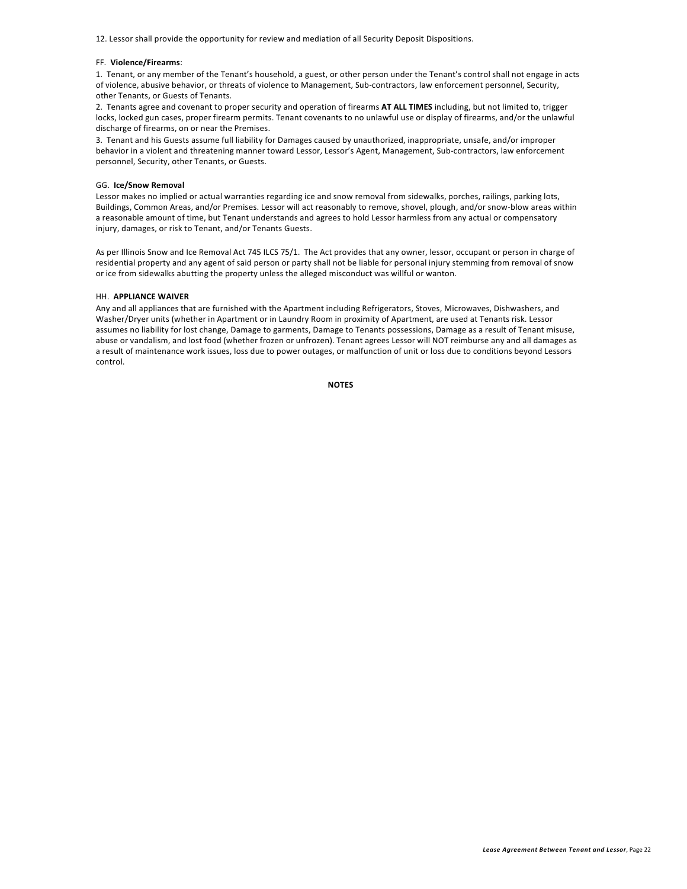12. Lessor shall provide the opportunity for review and mediation of all Security Deposit Dispositions.

FF. **Violence/Firearms**:

1. Tenant, or any member of the Tenant's household, a guest, or other person under the Tenant's control shall not engage in acts of violence, abusive behavior, or threats of violence to Management, Sub-contractors, law enforcement personnel, Security, other Tenants, or Guests of Tenants.
2. Tenants agree and covenant to proper security and operation of firearms **AT ALL TIMES** including, but not limited to, trigger locks, locked gun cases, proper firearm permits. Tenant covenants to no unlawful use or display of firearms, and/or the unlawful discharge of firearms, on or near the Premises.
3. Tenant and his Guests assume full liability for Damages caused by unauthorized, inappropriate, unsafe, and/or improper behavior in a violent and threatening manner toward Lessor, Lessor's Agent, Management, Sub-contractors, law enforcement personnel, Security, other Tenants, or Guests.

GG. **Ice/Snow Removal**

Lessor makes no implied or actual warranties regarding ice and snow removal from sidewalks, porches, railings, parking lots, Buildings, Common Areas, and/or Premises. Lessor will act reasonably to remove, shovel, plough, and/or snow-blow areas within a reasonable amount of time, but Tenant understands and agrees to hold Lessor harmless from any actual or compensatory injury, damages, or risk to Tenant, and/or Tenants Guests.

As per Illinois Snow and Ice Removal Act 745 ILCS 75/1. The Act provides that any owner, lessor, occupant or person in charge of residential property and any agent of said person or party shall not be liable for personal injury stemming from removal of snow or ice from sidewalks abutting the property unless the alleged misconduct was willful or wanton.

HH. **APPLIANCE WAIVER**

Any and all appliances that are furnished with the Apartment including Refrigerators, Stoves, Microwaves, Dishwashers, and Washer/Dryer units (whether in Apartment or in Laundry Room in proximity of Apartment, are used at Tenants risk. Lessor assumes no liability for lost change, Damage to garments, Damage to Tenants possessions, Damage as a result of Tenant misuse, abuse or vandalism, and lost food (whether frozen or unfrozen). Tenant agrees Lessor will NOT reimburse any and all damages as a result of maintenance work issues, loss due to power outages, or malfunction of unit or loss due to conditions beyond Lessors control.

**NOTES**